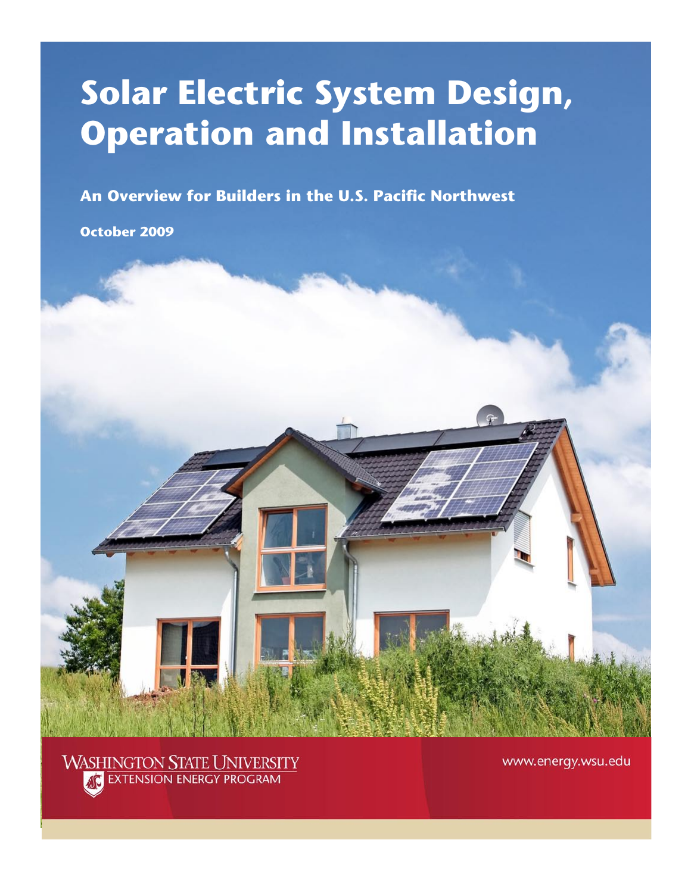# Solar Electric System Design, Operation and Installation

## An Overview for Builders in the U.S. Pacific Northwest

**October 2009**

WASHINGTON STATE UNIVERSITY
EXTENSION ENERGY PROGRAM

www.energy.wsu.edu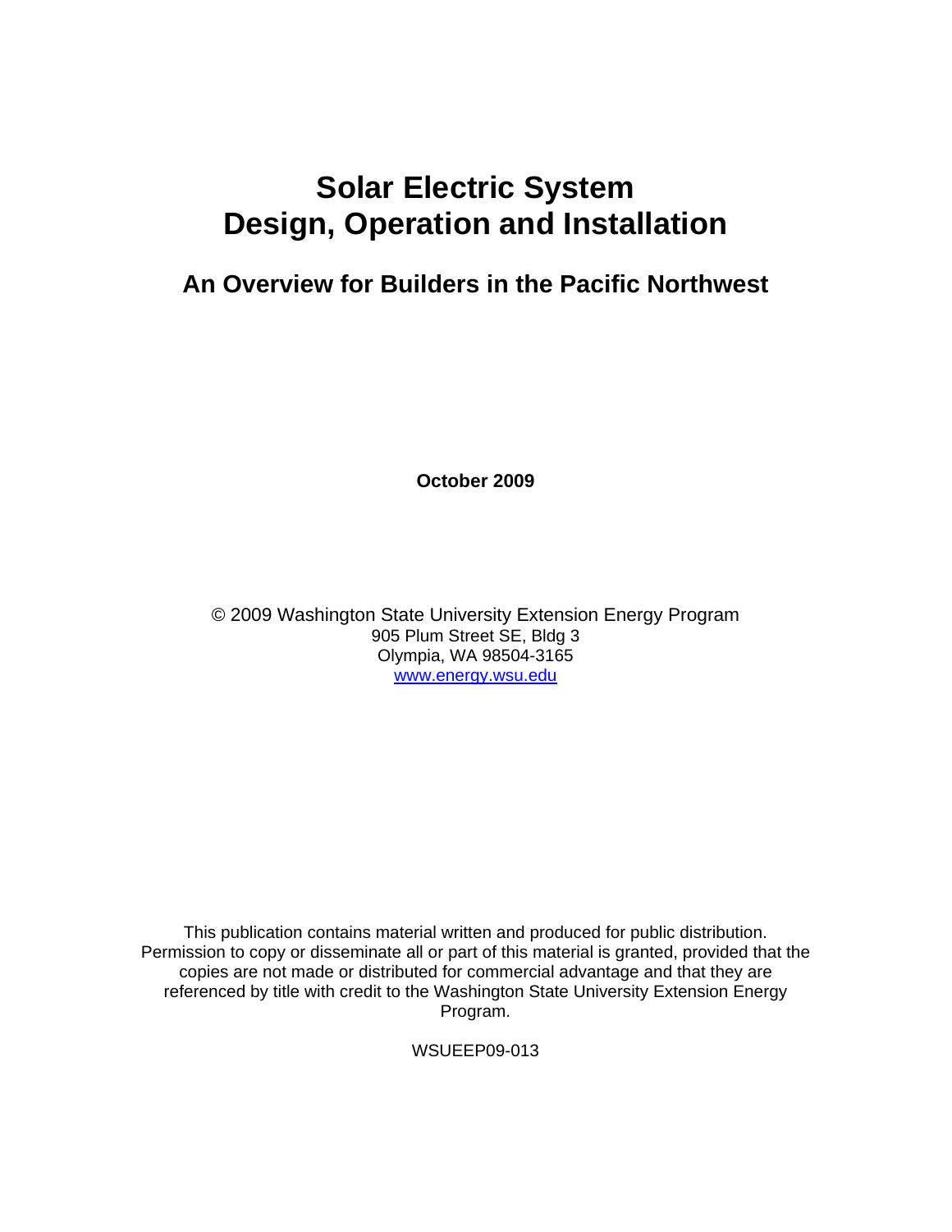# Solar Electric System Design, Operation and Installation

## An Overview for Builders in the Pacific Northwest

**October 2009**

© 2009 Washington State University Extension Energy Program
905 Plum Street SE, Bldg 3
Olympia, WA 98504-3165
[www.energy.wsu.edu](http://www.energy.wsu.edu)

This publication contains material written and produced for public distribution. Permission to copy or disseminate all or part of this material is granted, provided that the copies are not made or distributed for commercial advantage and that they are referenced by title with credit to the Washington State University Extension Energy Program.

WSUEEP09-013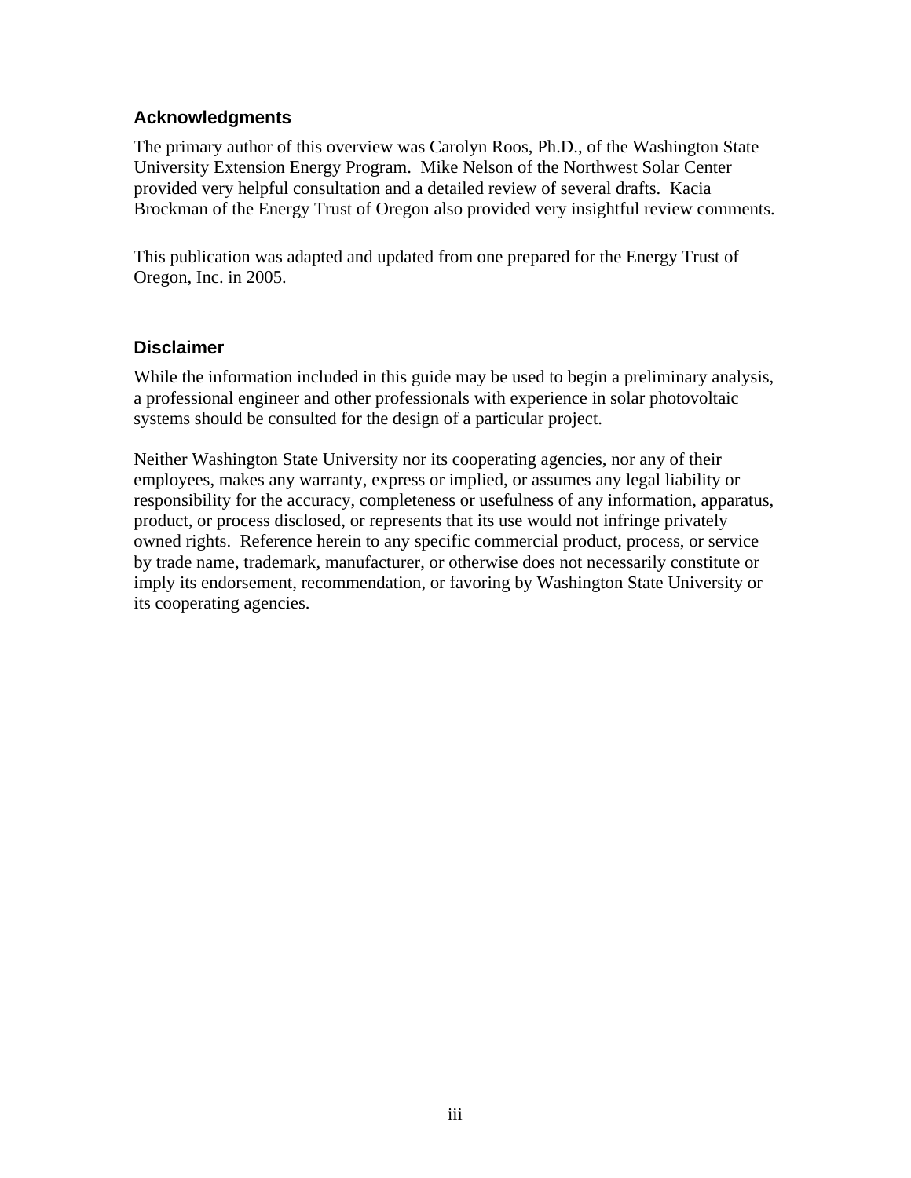## Acknowledgments

The primary author of this overview was Carolyn Roos, Ph.D., of the Washington State University Extension Energy Program. Mike Nelson of the Northwest Solar Center provided very helpful consultation and a detailed review of several drafts. Kacia Brockman of the Energy Trust of Oregon also provided very insightful review comments.

This publication was adapted and updated from one prepared for the Energy Trust of Oregon, Inc. in 2005.

## Disclaimer

While the information included in this guide may be used to begin a preliminary analysis, a professional engineer and other professionals with experience in solar photovoltaic systems should be consulted for the design of a particular project.

Neither Washington State University nor its cooperating agencies, nor any of their employees, makes any warranty, express or implied, or assumes any legal liability or responsibility for the accuracy, completeness or usefulness of any information, apparatus, product, or process disclosed, or represents that its use would not infringe privately owned rights. Reference herein to any specific commercial product, process, or service by trade name, trademark, manufacturer, or otherwise does not necessarily constitute or imply its endorsement, recommendation, or favoring by Washington State University or its cooperating agencies.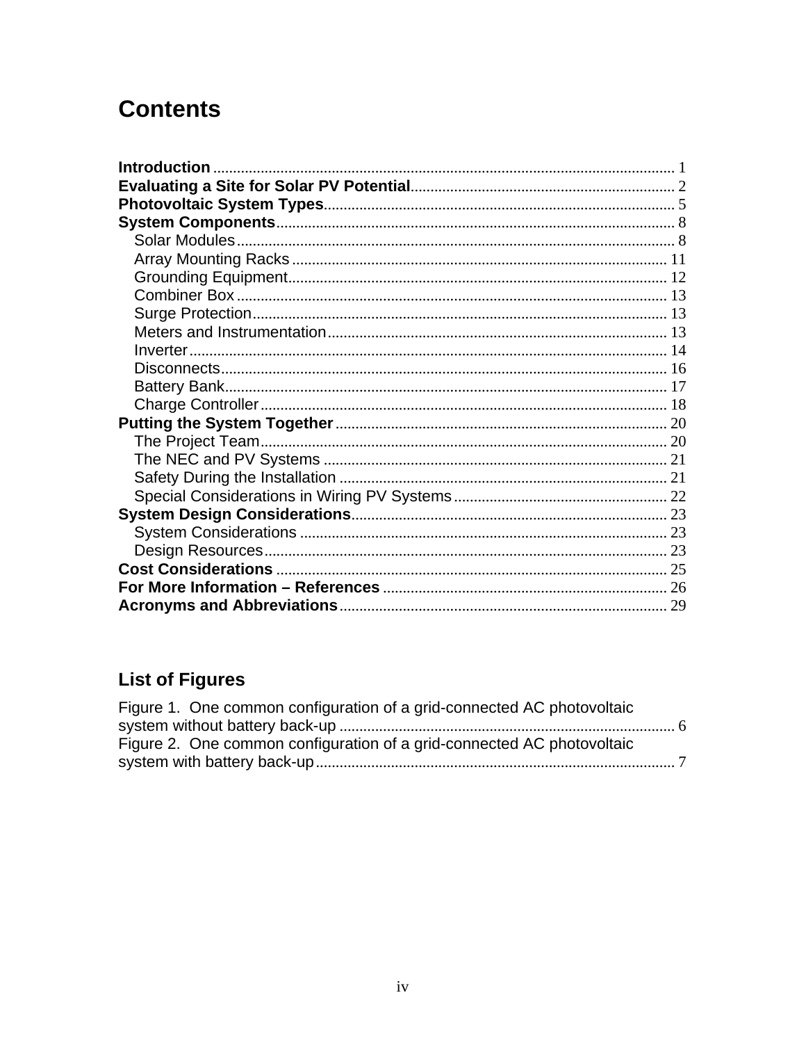# Contents

**Introduction** .................................................................................................................. 1
**Evaluating a Site for Solar PV Potential**.................................................................. 2
**Photovoltaic System Types**........................................................................................ 5
**System Components**.................................................................................................... 8
- Solar Modules............................................................................................................ 8
- Array Mounting Racks ............................................................................................. 11
- Grounding Equipment.............................................................................................. 12
- Combiner Box ........................................................................................................... 13
- Surge Protection....................................................................................................... 13
- Meters and Instrumentation..................................................................................... 13
- Inverter...................................................................................................................... 14
- Disconnects............................................................................................................... 16
- Battery Bank.............................................................................................................. 17
- Charge Controller...................................................................................................... 18

**Putting the System Together**.................................................................................... 20
- The Project Team...................................................................................................... 20
- The NEC and PV Systems ....................................................................................... 21
- Safety During the Installation .................................................................................. 21
- Special Considerations in Wiring PV Systems...................................................... 22

**System Design Considerations**............................................................................... 23
- System Considerations ............................................................................................ 23
- Design Resources..................................................................................................... 23

**Cost Considerations** .................................................................................................. 25
**For More Information – References** ....................................................................... 26
**Acronyms and Abbreviations**.................................................................................. 29

## List of Figures

Figure 1. One common configuration of a grid-connected AC photovoltaic system without battery back-up ..................................................................................... 6
Figure 2. One common configuration of a grid-connected AC photovoltaic system with battery back-up........................................................................................... 7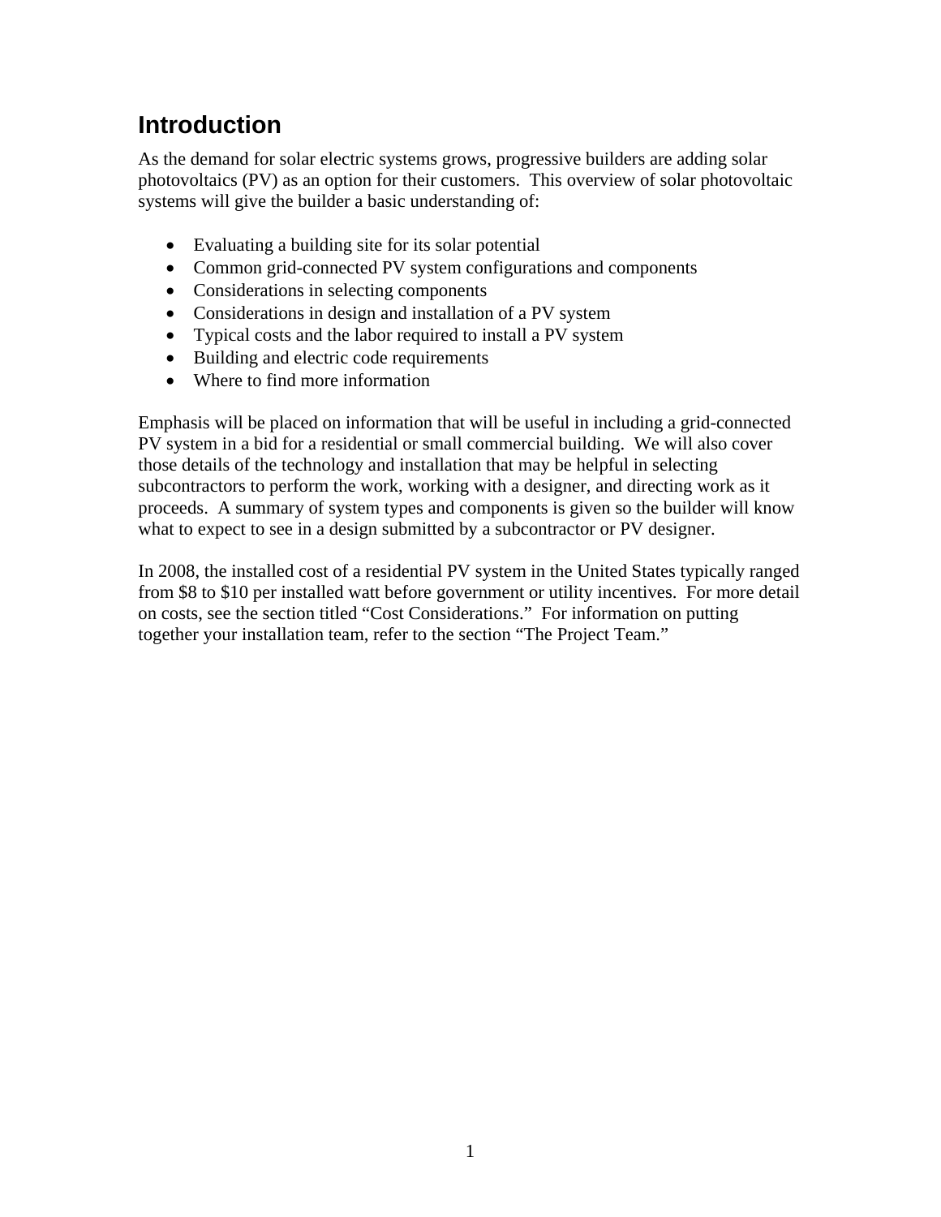# Introduction

As the demand for solar electric systems grows, progressive builders are adding solar photovoltaics (PV) as an option for their customers. This overview of solar photovoltaic systems will give the builder a basic understanding of:

- Evaluating a building site for its solar potential
- Common grid-connected PV system configurations and components
- Considerations in selecting components
- Considerations in design and installation of a PV system
- Typical costs and the labor required to install a PV system
- Building and electric code requirements
- Where to find more information

Emphasis will be placed on information that will be useful in including a grid-connected PV system in a bid for a residential or small commercial building. We will also cover those details of the technology and installation that may be helpful in selecting subcontractors to perform the work, working with a designer, and directing work as it proceeds. A summary of system types and components is given so the builder will know what to expect to see in a design submitted by a subcontractor or PV designer.

In 2008, the installed cost of a residential PV system in the United States typically ranged from $8 to $10 per installed watt before government or utility incentives. For more detail on costs, see the section titled "Cost Considerations." For information on putting together your installation team, refer to the section "The Project Team."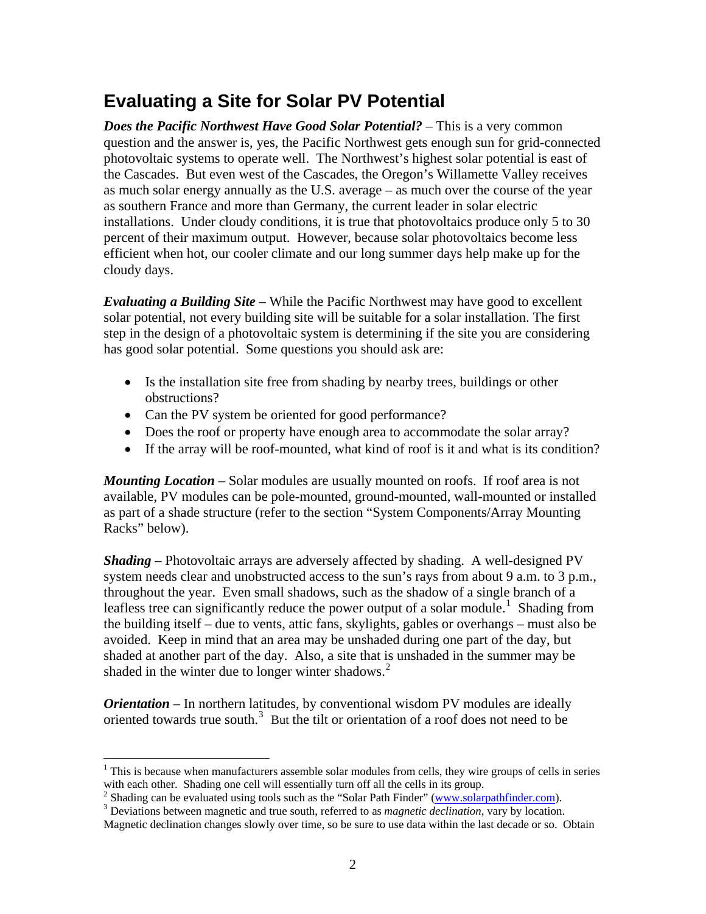## Evaluating a Site for Solar PV Potential

***Does the Pacific Northwest Have Good Solar Potential?*** – This is a very common question and the answer is, yes, the Pacific Northwest gets enough sun for grid-connected photovoltaic systems to operate well. The Northwest's highest solar potential is east of the Cascades. But even west of the Cascades, the Oregon's Willamette Valley receives as much solar energy annually as the U.S. average – as much over the course of the year as southern France and more than Germany, the current leader in solar electric installations. Under cloudy conditions, it is true that photovoltaics produce only 5 to 30 percent of their maximum output. However, because solar photovoltaics become less efficient when hot, our cooler climate and our long summer days help make up for the cloudy days.

***Evaluating a Building Site*** – While the Pacific Northwest may have good to excellent solar potential, not every building site will be suitable for a solar installation. The first step in the design of a photovoltaic system is determining if the site you are considering has good solar potential. Some questions you should ask are:

- Is the installation site free from shading by nearby trees, buildings or other obstructions?
- Can the PV system be oriented for good performance?
- Does the roof or property have enough area to accommodate the solar array?
- If the array will be roof-mounted, what kind of roof is it and what is its condition?

***Mounting Location*** – Solar modules are usually mounted on roofs. If roof area is not available, PV modules can be pole-mounted, ground-mounted, wall-mounted or installed as part of a shade structure (refer to the section "System Components/Array Mounting Racks" below).

***Shading*** – Photovoltaic arrays are adversely affected by shading. A well-designed PV system needs clear and unobstructed access to the sun's rays from about 9 a.m. to 3 p.m., throughout the year. Even small shadows, such as the shadow of a single branch of a leafless tree can significantly reduce the power output of a solar module.[1] Shading from the building itself – due to vents, attic fans, skylights, gables or overhangs – must also be avoided. Keep in mind that an area may be unshaded during one part of the day, but shaded at another part of the day. Also, a site that is unshaded in the summer may be shaded in the winter due to longer winter shadows.[2]

***Orientation*** – In northern latitudes, by conventional wisdom PV modules are ideally oriented towards true south.[3] But the tilt or orientation of a roof does not need to be

---

[1] This is because when manufacturers assemble solar modules from cells, they wire groups of cells in series with each other. Shading one cell will essentially turn off all the cells in its group.

[2] Shading can be evaluated using tools such as the "Solar Path Finder" (www.solarpathfinder.com).

[3] Deviations between magnetic and true south, referred to as *magnetic declination*, vary by location. Magnetic declination changes slowly over time, so be sure to use data within the last decade or so. Obtain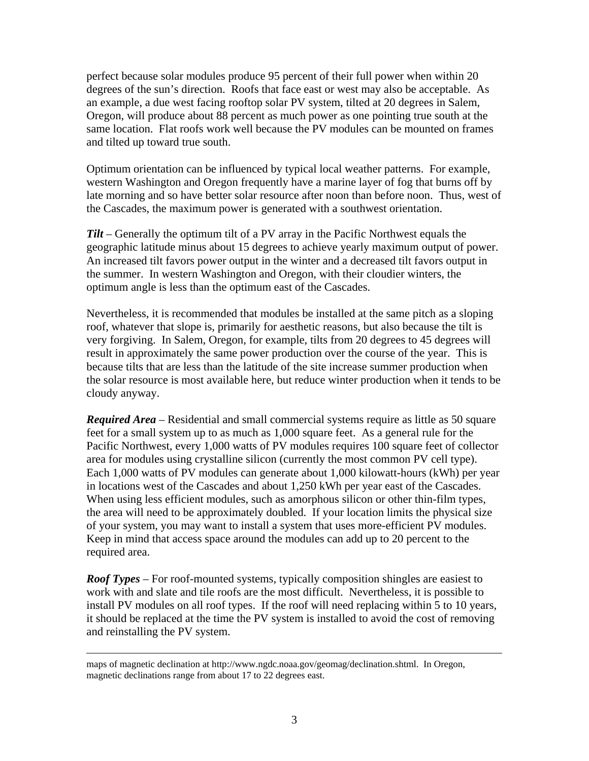perfect because solar modules produce 95 percent of their full power when within 20 degrees of the sun's direction. Roofs that face east or west may also be acceptable. As an example, a due west facing rooftop solar PV system, tilted at 20 degrees in Salem, Oregon, will produce about 88 percent as much power as one pointing true south at the same location. Flat roofs work well because the PV modules can be mounted on frames and tilted up toward true south.

Optimum orientation can be influenced by typical local weather patterns. For example, western Washington and Oregon frequently have a marine layer of fog that burns off by late morning and so have better solar resource after noon than before noon. Thus, west of the Cascades, the maximum power is generated with a southwest orientation.

***Tilt*** – Generally the optimum tilt of a PV array in the Pacific Northwest equals the geographic latitude minus about 15 degrees to achieve yearly maximum output of power. An increased tilt favors power output in the winter and a decreased tilt favors output in the summer. In western Washington and Oregon, with their cloudier winters, the optimum angle is less than the optimum east of the Cascades.

Nevertheless, it is recommended that modules be installed at the same pitch as a sloping roof, whatever that slope is, primarily for aesthetic reasons, but also because the tilt is very forgiving. In Salem, Oregon, for example, tilts from 20 degrees to 45 degrees will result in approximately the same power production over the course of the year. This is because tilts that are less than the latitude of the site increase summer production when the solar resource is most available here, but reduce winter production when it tends to be cloudy anyway.

***Required Area*** – Residential and small commercial systems require as little as 50 square feet for a small system up to as much as 1,000 square feet. As a general rule for the Pacific Northwest, every 1,000 watts of PV modules requires 100 square feet of collector area for modules using crystalline silicon (currently the most common PV cell type). Each 1,000 watts of PV modules can generate about 1,000 kilowatt-hours (kWh) per year in locations west of the Cascades and about 1,250 kWh per year east of the Cascades. When using less efficient modules, such as amorphous silicon or other thin-film types, the area will need to be approximately doubled. If your location limits the physical size of your system, you may want to install a system that uses more-efficient PV modules. Keep in mind that access space around the modules can add up to 20 percent to the required area.

***Roof Types*** – For roof-mounted systems, typically composition shingles are easiest to work with and slate and tile roofs are the most difficult. Nevertheless, it is possible to install PV modules on all roof types. If the roof will need replacing within 5 to 10 years, it should be replaced at the time the PV system is installed to avoid the cost of removing and reinstalling the PV system.

---

maps of magnetic declination at http://www.ngdc.noaa.gov/geomag/declination.shtml. In Oregon, magnetic declinations range from about 17 to 22 degrees east.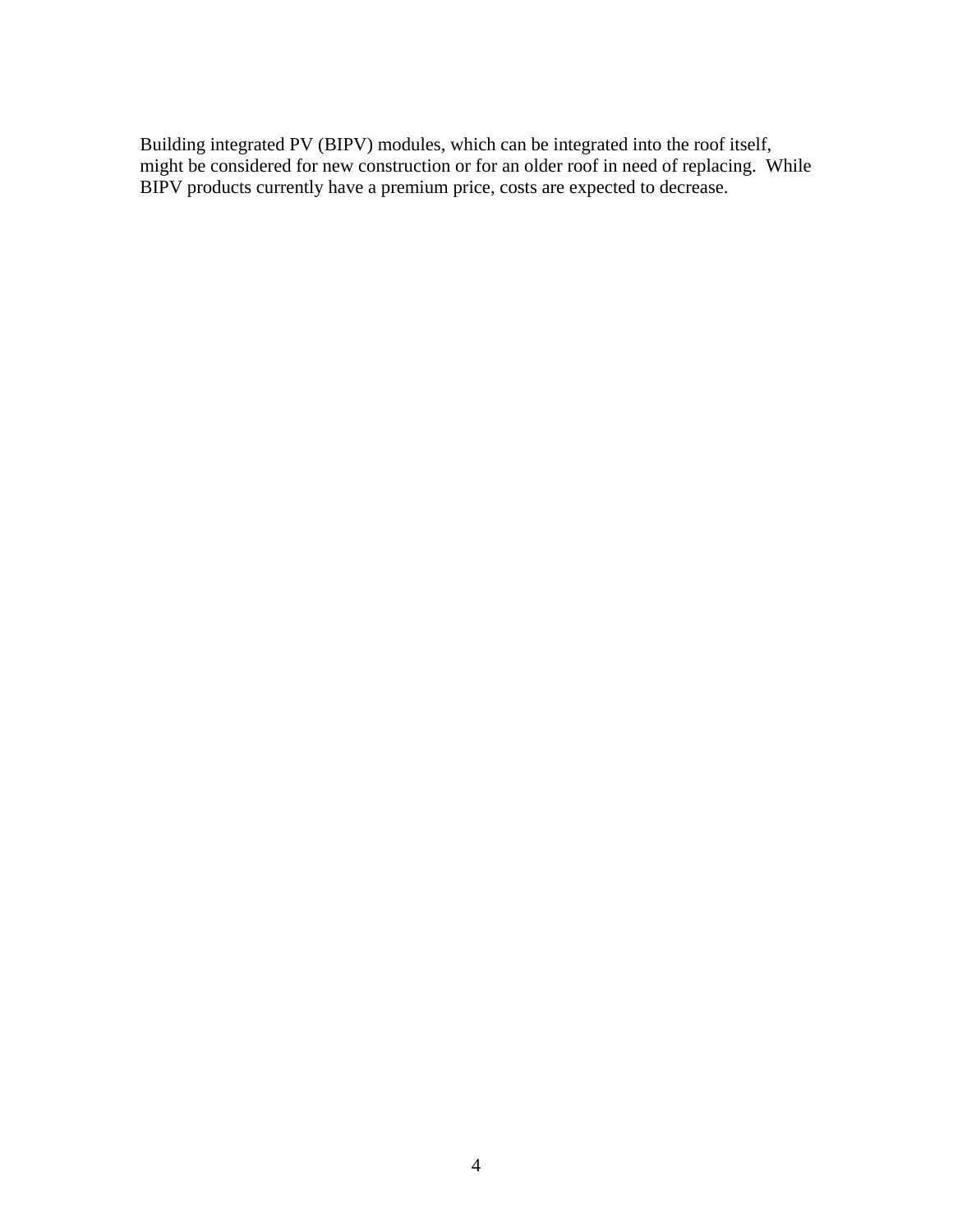Building integrated PV (BIPV) modules, which can be integrated into the roof itself, might be considered for new construction or for an older roof in need of replacing. While BIPV products currently have a premium price, costs are expected to decrease.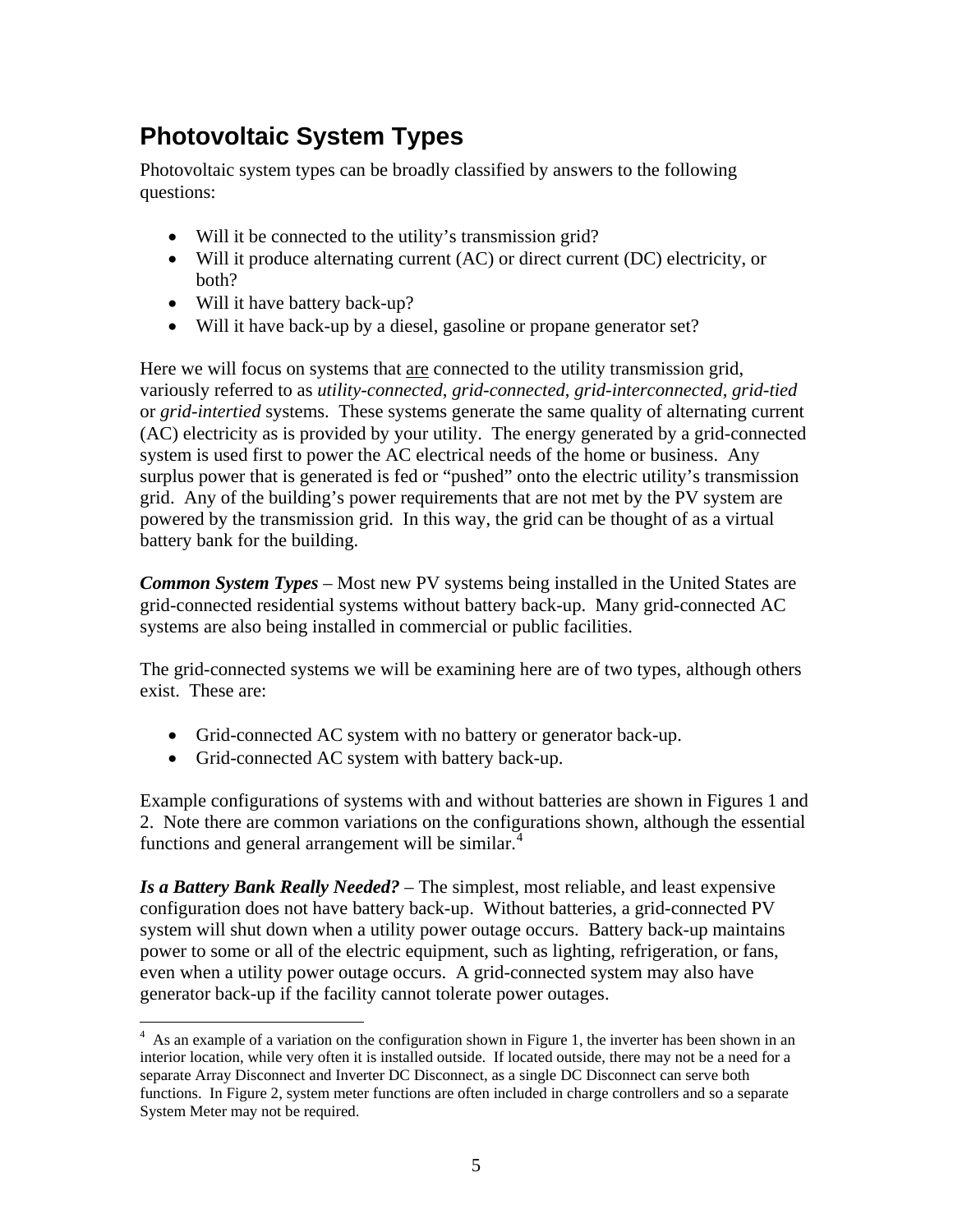## Photovoltaic System Types

Photovoltaic system types can be broadly classified by answers to the following questions:

- Will it be connected to the utility's transmission grid?
- Will it produce alternating current (AC) or direct current (DC) electricity, or both?
- Will it have battery back-up?
- Will it have back-up by a diesel, gasoline or propane generator set?

Here we will focus on systems that <u>are</u> connected to the utility transmission grid, variously referred to as *utility-connected*, *grid-connected*, *grid-interconnected*, *grid-tied* or *grid-intertied* systems. These systems generate the same quality of alternating current (AC) electricity as is provided by your utility. The energy generated by a grid-connected system is used first to power the AC electrical needs of the home or business. Any surplus power that is generated is fed or "pushed" onto the electric utility's transmission grid. Any of the building's power requirements that are not met by the PV system are powered by the transmission grid. In this way, the grid can be thought of as a virtual battery bank for the building.

***Common System Types*** – Most new PV systems being installed in the United States are grid-connected residential systems without battery back-up. Many grid-connected AC systems are also being installed in commercial or public facilities.

The grid-connected systems we will be examining here are of two types, although others exist. These are:

- Grid-connected AC system with no battery or generator back-up.
- Grid-connected AC system with battery back-up.

Example configurations of systems with and without batteries are shown in Figures 1 and 2. Note there are common variations on the configurations shown, although the essential functions and general arrangement will be similar.[4]

***Is a Battery Bank Really Needed?*** – The simplest, most reliable, and least expensive configuration does not have battery back-up. Without batteries, a grid-connected PV system will shut down when a utility power outage occurs. Battery back-up maintains power to some or all of the electric equipment, such as lighting, refrigeration, or fans, even when a utility power outage occurs. A grid-connected system may also have generator back-up if the facility cannot tolerate power outages.

---

[4] As an example of a variation on the configuration shown in Figure 1, the inverter has been shown in an interior location, while very often it is installed outside. If located outside, there may not be a need for a separate Array Disconnect and Inverter DC Disconnect, as a single DC Disconnect can serve both functions. In Figure 2, system meter functions are often included in charge controllers and so a separate System Meter may not be required.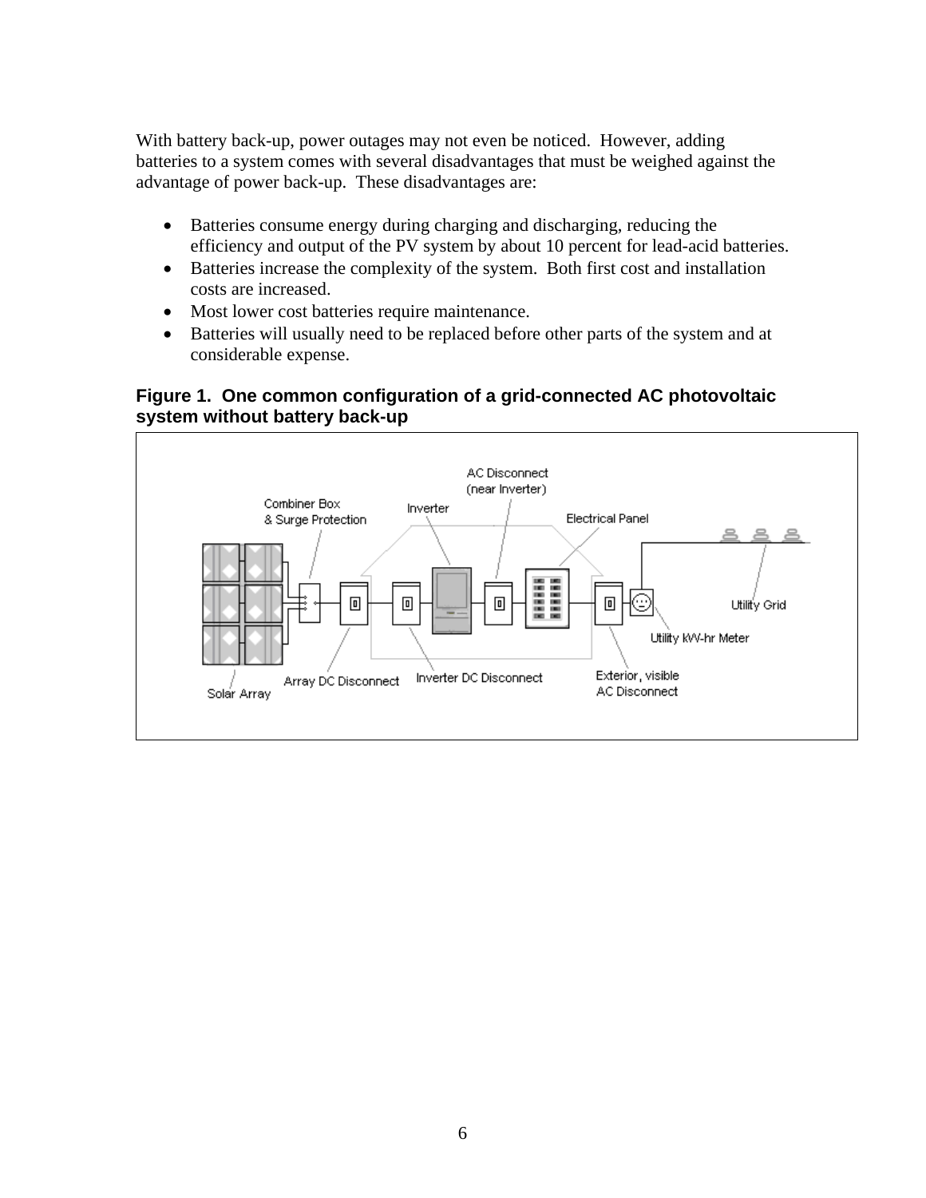With battery back-up, power outages may not even be noticed. However, adding batteries to a system comes with several disadvantages that must be weighed against the advantage of power back-up. These disadvantages are:

- Batteries consume energy during charging and discharging, reducing the efficiency and output of the PV system by about 10 percent for lead-acid batteries.
- Batteries increase the complexity of the system. Both first cost and installation costs are increased.
- Most lower cost batteries require maintenance.
- Batteries will usually need to be replaced before other parts of the system and at considerable expense.

**Figure 1. One common configuration of a grid-connected AC photovoltaic system without battery back-up**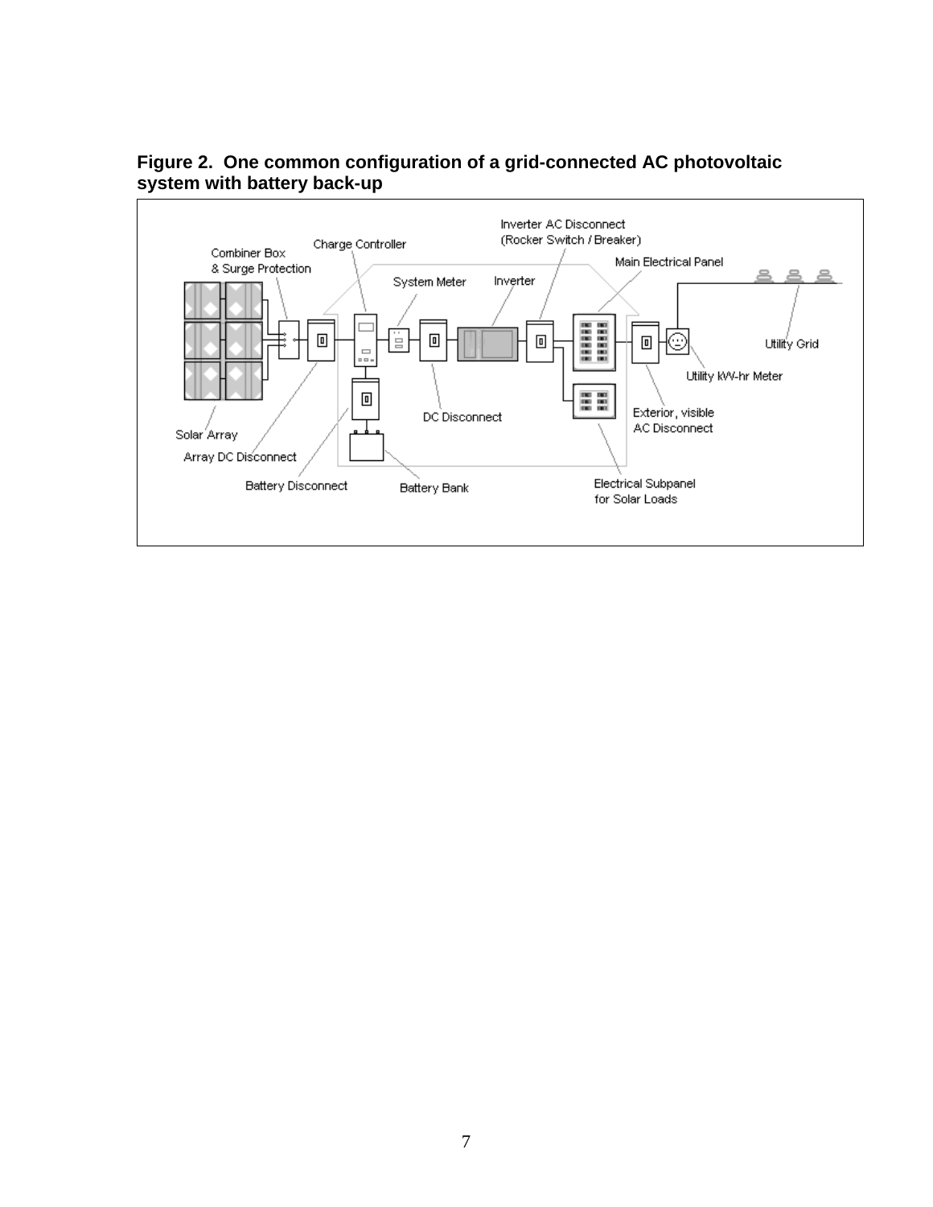**Figure 2. One common configuration of a grid-connected AC photovoltaic system with battery back-up**

Inverter AC Disconnect (Rocker Switch / Breaker)

Charge Controller

Combiner Box & Surge Protection

Main Electrical Panel

System Meter

Inverter

Utility Grid

Utility kW-hr Meter

Exterior, visible AC Disconnect

DC Disconnect

Solar Array

Array DC Disconnect

Battery Disconnect

Battery Bank

Electrical Subpanel for Solar Loads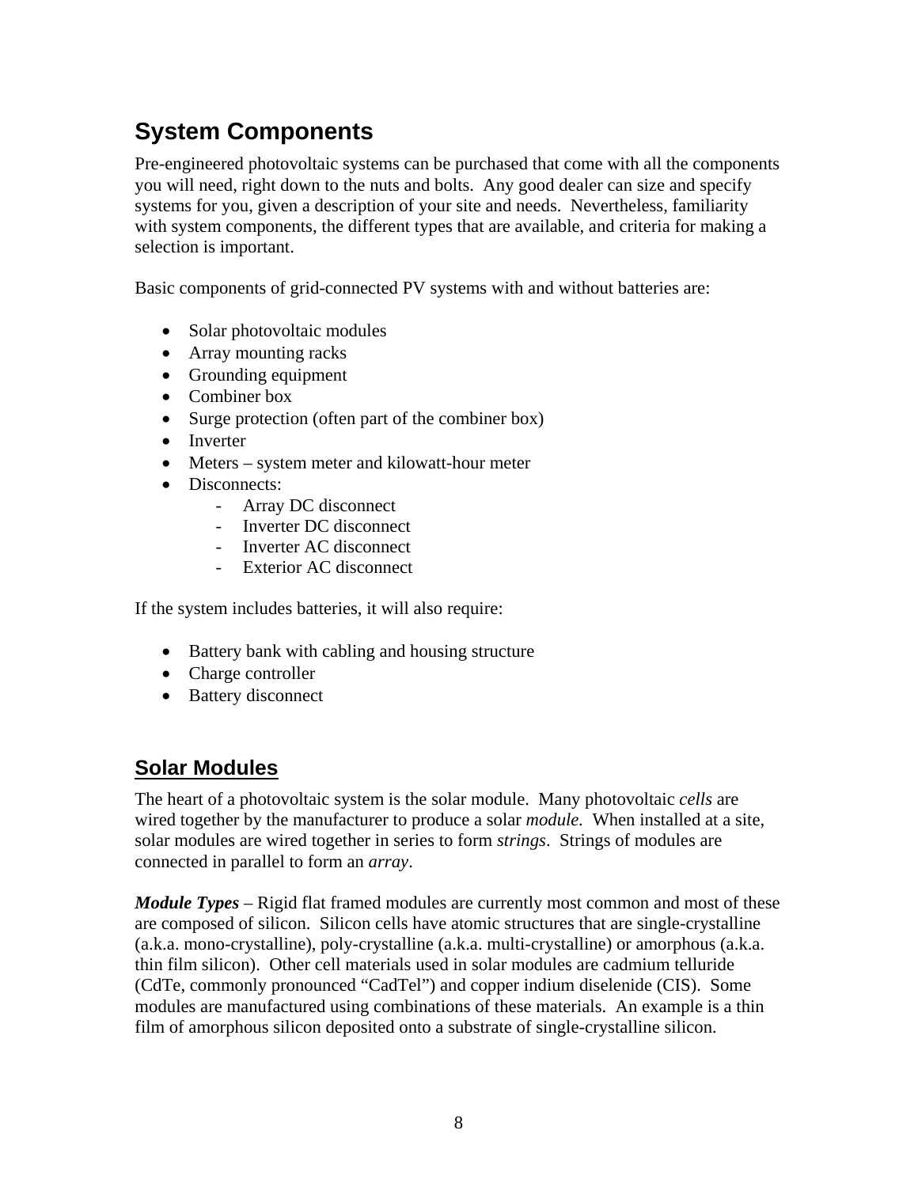## System Components

Pre-engineered photovoltaic systems can be purchased that come with all the components you will need, right down to the nuts and bolts. Any good dealer can size and specify systems for you, given a description of your site and needs. Nevertheless, familiarity with system components, the different types that are available, and criteria for making a selection is important.

Basic components of grid-connected PV systems with and without batteries are:

- Solar photovoltaic modules
- Array mounting racks
- Grounding equipment
- Combiner box
- Surge protection (often part of the combiner box)
- Inverter
- Meters – system meter and kilowatt-hour meter
- Disconnects:
    - Array DC disconnect
    - Inverter DC disconnect
    - Inverter AC disconnect
    - Exterior AC disconnect

If the system includes batteries, it will also require:

- Battery bank with cabling and housing structure
- Charge controller
- Battery disconnect

### Solar Modules

The heart of a photovoltaic system is the solar module. Many photovoltaic *cells* are wired together by the manufacturer to produce a solar *module.* When installed at a site, solar modules are wired together in series to form *strings*. Strings of modules are connected in parallel to form an *array*.

***Module Types*** – Rigid flat framed modules are currently most common and most of these are composed of silicon. Silicon cells have atomic structures that are single-crystalline (a.k.a. mono-crystalline), poly-crystalline (a.k.a. multi-crystalline) or amorphous (a.k.a. thin film silicon). Other cell materials used in solar modules are cadmium telluride (CdTe, commonly pronounced "CadTel") and copper indium diselenide (CIS). Some modules are manufactured using combinations of these materials. An example is a thin film of amorphous silicon deposited onto a substrate of single-crystalline silicon.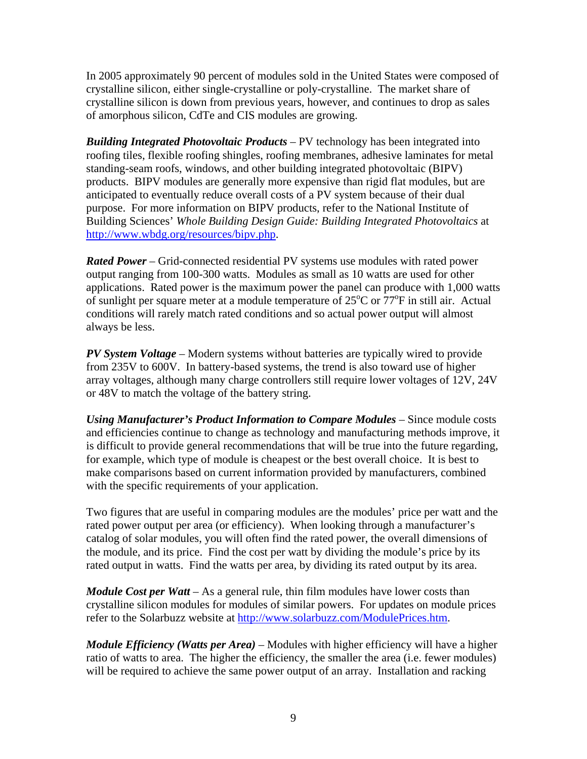In 2005 approximately 90 percent of modules sold in the United States were composed of crystalline silicon, either single-crystalline or poly-crystalline. The market share of crystalline silicon is down from previous years, however, and continues to drop as sales of amorphous silicon, CdTe and CIS modules are growing.

***Building Integrated Photovoltaic Products*** – PV technology has been integrated into roofing tiles, flexible roofing shingles, roofing membranes, adhesive laminates for metal standing-seam roofs, windows, and other building integrated photovoltaic (BIPV) products. BIPV modules are generally more expensive than rigid flat modules, but are anticipated to eventually reduce overall costs of a PV system because of their dual purpose. For more information on BIPV products, refer to the National Institute of Building Sciences' *Whole Building Design Guide: Building Integrated Photovoltaics* at http://www.wbdg.org/resources/bipv.php.

***Rated Power*** – Grid-connected residential PV systems use modules with rated power output ranging from 100-300 watts. Modules as small as 10 watts are used for other applications. Rated power is the maximum power the panel can produce with 1,000 watts of sunlight per square meter at a module temperature of 25°C or 77°F in still air. Actual conditions will rarely match rated conditions and so actual power output will almost always be less.

***PV System Voltage*** – Modern systems without batteries are typically wired to provide from 235V to 600V. In battery-based systems, the trend is also toward use of higher array voltages, although many charge controllers still require lower voltages of 12V, 24V or 48V to match the voltage of the battery string.

***Using Manufacturer's Product Information to Compare Modules*** – Since module costs and efficiencies continue to change as technology and manufacturing methods improve, it is difficult to provide general recommendations that will be true into the future regarding, for example, which type of module is cheapest or the best overall choice. It is best to make comparisons based on current information provided by manufacturers, combined with the specific requirements of your application.

Two figures that are useful in comparing modules are the modules' price per watt and the rated power output per area (or efficiency). When looking through a manufacturer's catalog of solar modules, you will often find the rated power, the overall dimensions of the module, and its price. Find the cost per watt by dividing the module's price by its rated output in watts. Find the watts per area, by dividing its rated output by its area.

***Module Cost per Watt*** – As a general rule, thin film modules have lower costs than crystalline silicon modules for modules of similar powers. For updates on module prices refer to the Solarbuzz website at http://www.solarbuzz.com/ModulePrices.htm.

***Module Efficiency (Watts per Area)*** – Modules with higher efficiency will have a higher ratio of watts to area. The higher the efficiency, the smaller the area (i.e. fewer modules) will be required to achieve the same power output of an array. Installation and racking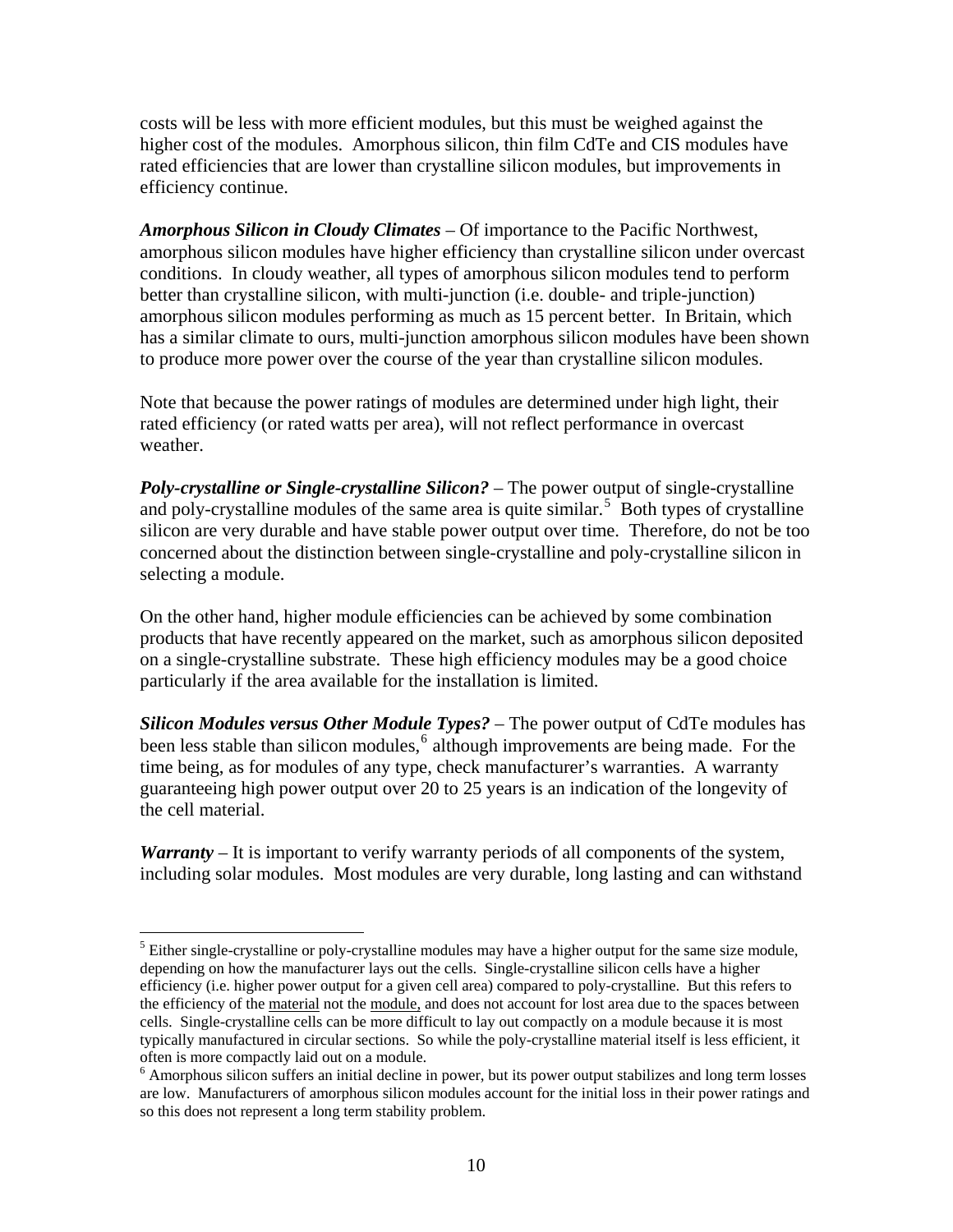costs will be less with more efficient modules, but this must be weighed against the higher cost of the modules. Amorphous silicon, thin film CdTe and CIS modules have rated efficiencies that are lower than crystalline silicon modules, but improvements in efficiency continue.

***Amorphous Silicon in Cloudy Climates*** – Of importance to the Pacific Northwest, amorphous silicon modules have higher efficiency than crystalline silicon under overcast conditions. In cloudy weather, all types of amorphous silicon modules tend to perform better than crystalline silicon, with multi-junction (i.e. double- and triple-junction) amorphous silicon modules performing as much as 15 percent better. In Britain, which has a similar climate to ours, multi-junction amorphous silicon modules have been shown to produce more power over the course of the year than crystalline silicon modules.

Note that because the power ratings of modules are determined under high light, their rated efficiency (or rated watts per area), will not reflect performance in overcast weather.

***Poly-crystalline or Single-crystalline Silicon?*** – The power output of single-crystalline and poly-crystalline modules of the same area is quite similar.[5] Both types of crystalline silicon are very durable and have stable power output over time. Therefore, do not be too concerned about the distinction between single-crystalline and poly-crystalline silicon in selecting a module.

On the other hand, higher module efficiencies can be achieved by some combination products that have recently appeared on the market, such as amorphous silicon deposited on a single-crystalline substrate. These high efficiency modules may be a good choice particularly if the area available for the installation is limited.

***Silicon Modules versus Other Module Types?*** – The power output of CdTe modules has been less stable than silicon modules,[6] although improvements are being made. For the time being, as for modules of any type, check manufacturer's warranties. A warranty guaranteeing high power output over 20 to 25 years is an indication of the longevity of the cell material.

***Warranty*** – It is important to verify warranty periods of all components of the system, including solar modules. Most modules are very durable, long lasting and can withstand

---

[5] Either single-crystalline or poly-crystalline modules may have a higher output for the same size module, depending on how the manufacturer lays out the cells. Single-crystalline silicon cells have a higher efficiency (i.e. higher power output for a given cell area) compared to poly-crystalline. But this refers to the efficiency of the material not the module, and does not account for lost area due to the spaces between cells. Single-crystalline cells can be more difficult to lay out compactly on a module because it is most typically manufactured in circular sections. So while the poly-crystalline material itself is less efficient, it often is more compactly laid out on a module.

[6] Amorphous silicon suffers an initial decline in power, but its power output stabilizes and long term losses are low. Manufacturers of amorphous silicon modules account for the initial loss in their power ratings and so this does not represent a long term stability problem.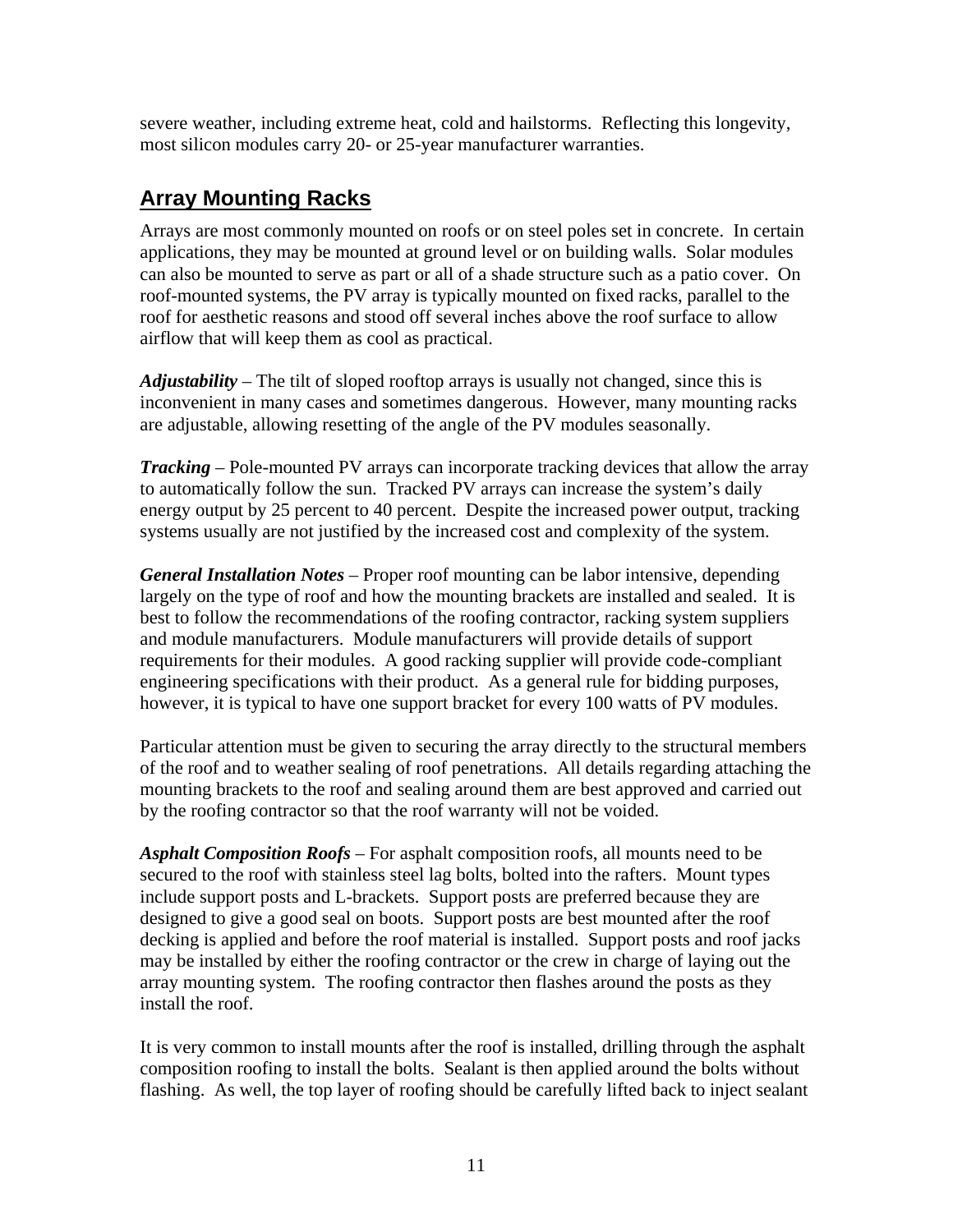severe weather, including extreme heat, cold and hailstorms. Reflecting this longevity, most silicon modules carry 20- or 25-year manufacturer warranties.

## Array Mounting Racks

Arrays are most commonly mounted on roofs or on steel poles set in concrete. In certain applications, they may be mounted at ground level or on building walls. Solar modules can also be mounted to serve as part or all of a shade structure such as a patio cover. On roof-mounted systems, the PV array is typically mounted on fixed racks, parallel to the roof for aesthetic reasons and stood off several inches above the roof surface to allow airflow that will keep them as cool as practical.

***Adjustability*** – The tilt of sloped rooftop arrays is usually not changed, since this is inconvenient in many cases and sometimes dangerous. However, many mounting racks are adjustable, allowing resetting of the angle of the PV modules seasonally.

***Tracking*** – Pole-mounted PV arrays can incorporate tracking devices that allow the array to automatically follow the sun. Tracked PV arrays can increase the system's daily energy output by 25 percent to 40 percent. Despite the increased power output, tracking systems usually are not justified by the increased cost and complexity of the system.

***General Installation Notes*** – Proper roof mounting can be labor intensive, depending largely on the type of roof and how the mounting brackets are installed and sealed. It is best to follow the recommendations of the roofing contractor, racking system suppliers and module manufacturers. Module manufacturers will provide details of support requirements for their modules. A good racking supplier will provide code-compliant engineering specifications with their product. As a general rule for bidding purposes, however, it is typical to have one support bracket for every 100 watts of PV modules.

Particular attention must be given to securing the array directly to the structural members of the roof and to weather sealing of roof penetrations. All details regarding attaching the mounting brackets to the roof and sealing around them are best approved and carried out by the roofing contractor so that the roof warranty will not be voided.

***Asphalt Composition Roofs*** – For asphalt composition roofs, all mounts need to be secured to the roof with stainless steel lag bolts, bolted into the rafters. Mount types include support posts and L-brackets. Support posts are preferred because they are designed to give a good seal on boots. Support posts are best mounted after the roof decking is applied and before the roof material is installed. Support posts and roof jacks may be installed by either the roofing contractor or the crew in charge of laying out the array mounting system. The roofing contractor then flashes around the posts as they install the roof.

It is very common to install mounts after the roof is installed, drilling through the asphalt composition roofing to install the bolts. Sealant is then applied around the bolts without flashing. As well, the top layer of roofing should be carefully lifted back to inject sealant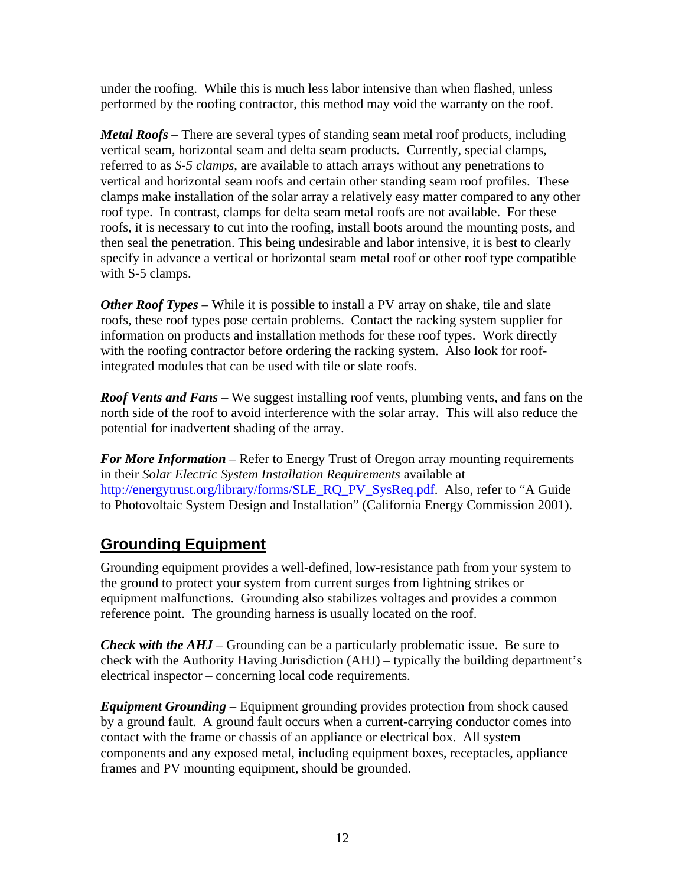under the roofing. While this is much less labor intensive than when flashed, unless performed by the roofing contractor, this method may void the warranty on the roof.

***Metal Roofs*** – There are several types of standing seam metal roof products, including vertical seam, horizontal seam and delta seam products. Currently, special clamps, referred to as *S-5 clamps*, are available to attach arrays without any penetrations to vertical and horizontal seam roofs and certain other standing seam roof profiles. These clamps make installation of the solar array a relatively easy matter compared to any other roof type. In contrast, clamps for delta seam metal roofs are not available. For these roofs, it is necessary to cut into the roofing, install boots around the mounting posts, and then seal the penetration. This being undesirable and labor intensive, it is best to clearly specify in advance a vertical or horizontal seam metal roof or other roof type compatible with S-5 clamps.

***Other Roof Types*** – While it is possible to install a PV array on shake, tile and slate roofs, these roof types pose certain problems. Contact the racking system supplier for information on products and installation methods for these roof types. Work directly with the roofing contractor before ordering the racking system. Also look for roof-integrated modules that can be used with tile or slate roofs.

***Roof Vents and Fans*** – We suggest installing roof vents, plumbing vents, and fans on the north side of the roof to avoid interference with the solar array. This will also reduce the potential for inadvertent shading of the array.

***For More Information*** – Refer to Energy Trust of Oregon array mounting requirements in their *Solar Electric System Installation Requirements* available at [http://energytrust.org/library/forms/SLE_RQ_PV_SysReq.pdf](http://energytrust.org/library/forms/SLE_RQ_PV_SysReq.pdf). Also, refer to "A Guide to Photovoltaic System Design and Installation" (California Energy Commission 2001).

## Grounding Equipment

Grounding equipment provides a well-defined, low-resistance path from your system to the ground to protect your system from current surges from lightning strikes or equipment malfunctions. Grounding also stabilizes voltages and provides a common reference point. The grounding harness is usually located on the roof.

***Check with the AHJ*** – Grounding can be a particularly problematic issue. Be sure to check with the Authority Having Jurisdiction (AHJ) – typically the building department's electrical inspector – concerning local code requirements.

***Equipment Grounding*** – Equipment grounding provides protection from shock caused by a ground fault. A ground fault occurs when a current-carrying conductor comes into contact with the frame or chassis of an appliance or electrical box. All system components and any exposed metal, including equipment boxes, receptacles, appliance frames and PV mounting equipment, should be grounded.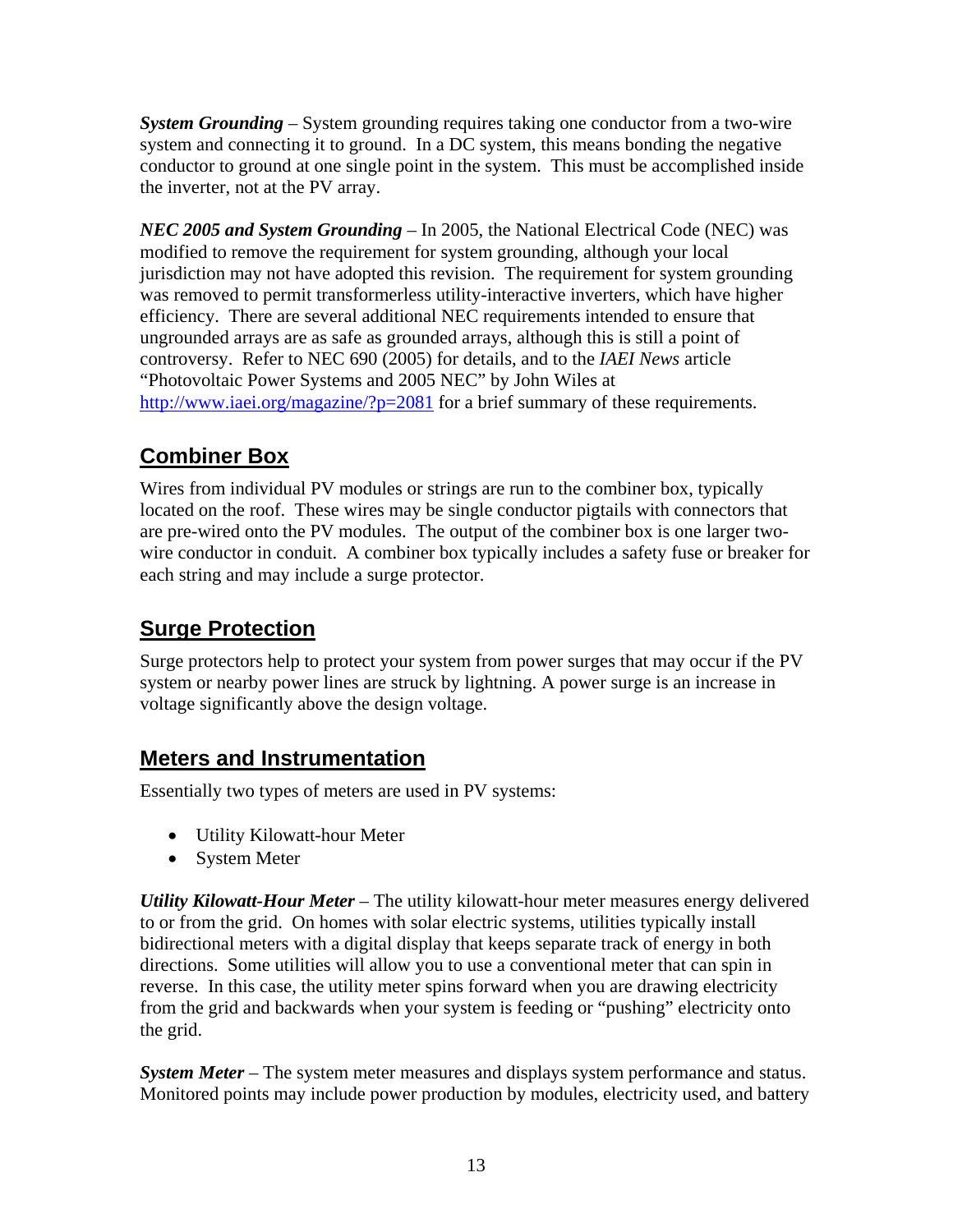***System Grounding*** – System grounding requires taking one conductor from a two-wire system and connecting it to ground. In a DC system, this means bonding the negative conductor to ground at one single point in the system. This must be accomplished inside the inverter, not at the PV array.

***NEC 2005 and System Grounding*** – In 2005, the National Electrical Code (NEC) was modified to remove the requirement for system grounding, although your local jurisdiction may not have adopted this revision. The requirement for system grounding was removed to permit transformerless utility-interactive inverters, which have higher efficiency. There are several additional NEC requirements intended to ensure that ungrounded arrays are as safe as grounded arrays, although this is still a point of controversy. Refer to NEC 690 (2005) for details, and to the *IAEI News* article "Photovoltaic Power Systems and 2005 NEC" by John Wiles at [http://www.iaei.org/magazine/?p=2081](http://www.iaei.org/magazine/?p=2081) for a brief summary of these requirements.

## Combiner Box

Wires from individual PV modules or strings are run to the combiner box, typically located on the roof. These wires may be single conductor pigtails with connectors that are pre-wired onto the PV modules. The output of the combiner box is one larger two-wire conductor in conduit. A combiner box typically includes a safety fuse or breaker for each string and may include a surge protector.

## Surge Protection

Surge protectors help to protect your system from power surges that may occur if the PV system or nearby power lines are struck by lightning. A power surge is an increase in voltage significantly above the design voltage.

## Meters and Instrumentation

Essentially two types of meters are used in PV systems:

- Utility Kilowatt-hour Meter
- System Meter

***Utility Kilowatt-Hour Meter*** – The utility kilowatt-hour meter measures energy delivered to or from the grid. On homes with solar electric systems, utilities typically install bidirectional meters with a digital display that keeps separate track of energy in both directions. Some utilities will allow you to use a conventional meter that can spin in reverse. In this case, the utility meter spins forward when you are drawing electricity from the grid and backwards when your system is feeding or "pushing" electricity onto the grid.

***System Meter*** – The system meter measures and displays system performance and status. Monitored points may include power production by modules, electricity used, and battery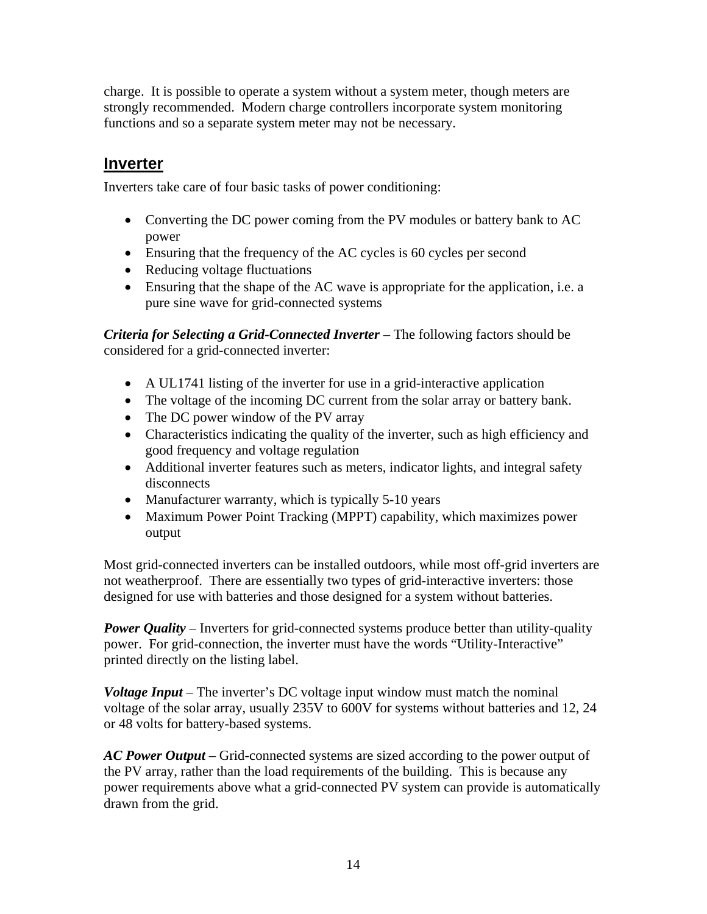charge. It is possible to operate a system without a system meter, though meters are strongly recommended. Modern charge controllers incorporate system monitoring functions and so a separate system meter may not be necessary.

## Inverter

Inverters take care of four basic tasks of power conditioning:

- Converting the DC power coming from the PV modules or battery bank to AC power
- Ensuring that the frequency of the AC cycles is 60 cycles per second
- Reducing voltage fluctuations
- Ensuring that the shape of the AC wave is appropriate for the application, i.e. a pure sine wave for grid-connected systems

***Criteria for Selecting a Grid-Connected Inverter*** – The following factors should be considered for a grid-connected inverter:

- A UL1741 listing of the inverter for use in a grid-interactive application
- The voltage of the incoming DC current from the solar array or battery bank.
- The DC power window of the PV array
- Characteristics indicating the quality of the inverter, such as high efficiency and good frequency and voltage regulation
- Additional inverter features such as meters, indicator lights, and integral safety disconnects
- Manufacturer warranty, which is typically 5-10 years
- Maximum Power Point Tracking (MPPT) capability, which maximizes power output

Most grid-connected inverters can be installed outdoors, while most off-grid inverters are not weatherproof. There are essentially two types of grid-interactive inverters: those designed for use with batteries and those designed for a system without batteries.

***Power Quality*** – Inverters for grid-connected systems produce better than utility-quality power. For grid-connection, the inverter must have the words "Utility-Interactive" printed directly on the listing label.

***Voltage Input*** – The inverter's DC voltage input window must match the nominal voltage of the solar array, usually 235V to 600V for systems without batteries and 12, 24 or 48 volts for battery-based systems.

***AC Power Output*** – Grid-connected systems are sized according to the power output of the PV array, rather than the load requirements of the building. This is because any power requirements above what a grid-connected PV system can provide is automatically drawn from the grid.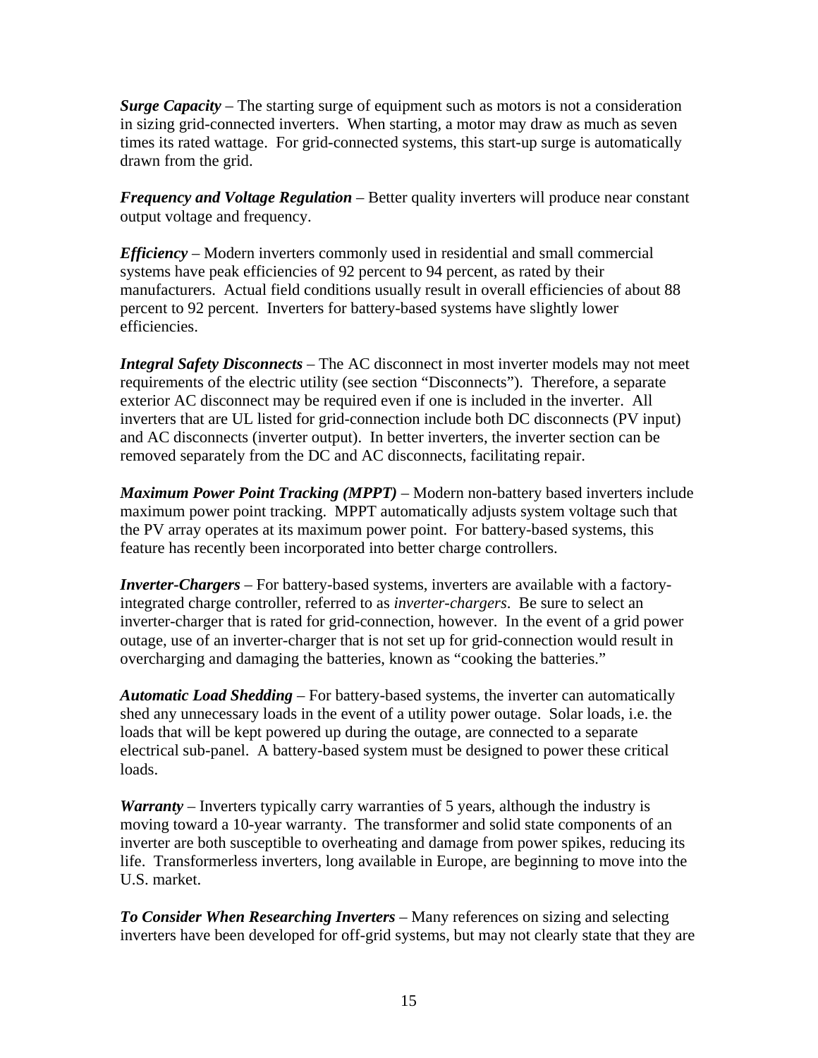***Surge Capacity*** – The starting surge of equipment such as motors is not a consideration in sizing grid-connected inverters. When starting, a motor may draw as much as seven times its rated wattage. For grid-connected systems, this start-up surge is automatically drawn from the grid.

***Frequency and Voltage Regulation*** – Better quality inverters will produce near constant output voltage and frequency.

***Efficiency*** – Modern inverters commonly used in residential and small commercial systems have peak efficiencies of 92 percent to 94 percent, as rated by their manufacturers. Actual field conditions usually result in overall efficiencies of about 88 percent to 92 percent. Inverters for battery-based systems have slightly lower efficiencies.

***Integral Safety Disconnects*** – The AC disconnect in most inverter models may not meet requirements of the electric utility (see section "Disconnects"). Therefore, a separate exterior AC disconnect may be required even if one is included in the inverter. All inverters that are UL listed for grid-connection include both DC disconnects (PV input) and AC disconnects (inverter output). In better inverters, the inverter section can be removed separately from the DC and AC disconnects, facilitating repair.

***Maximum Power Point Tracking (MPPT)*** – Modern non-battery based inverters include maximum power point tracking. MPPT automatically adjusts system voltage such that the PV array operates at its maximum power point. For battery-based systems, this feature has recently been incorporated into better charge controllers.

***Inverter-Chargers*** – For battery-based systems, inverters are available with a factory-integrated charge controller, referred to as *inverter-chargers*. Be sure to select an inverter-charger that is rated for grid-connection, however. In the event of a grid power outage, use of an inverter-charger that is not set up for grid-connection would result in overcharging and damaging the batteries, known as "cooking the batteries."

***Automatic Load Shedding*** – For battery-based systems, the inverter can automatically shed any unnecessary loads in the event of a utility power outage. Solar loads, i.e. the loads that will be kept powered up during the outage, are connected to a separate electrical sub-panel. A battery-based system must be designed to power these critical loads.

***Warranty*** – Inverters typically carry warranties of 5 years, although the industry is moving toward a 10-year warranty. The transformer and solid state components of an inverter are both susceptible to overheating and damage from power spikes, reducing its life. Transformerless inverters, long available in Europe, are beginning to move into the U.S. market.

***To Consider When Researching Inverters*** – Many references on sizing and selecting inverters have been developed for off-grid systems, but may not clearly state that they are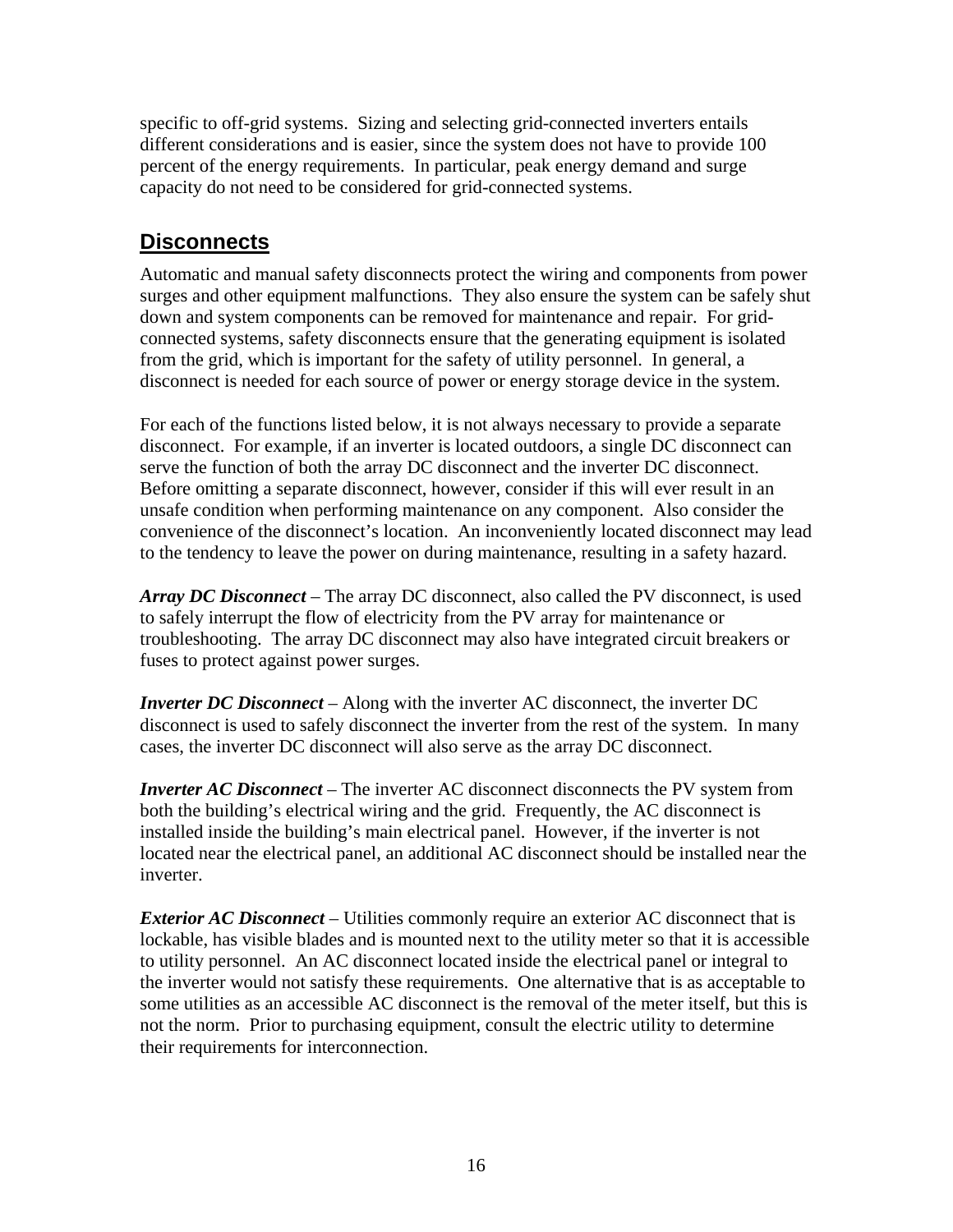specific to off-grid systems. Sizing and selecting grid-connected inverters entails different considerations and is easier, since the system does not have to provide 100 percent of the energy requirements. In particular, peak energy demand and surge capacity do not need to be considered for grid-connected systems.

## Disconnects

Automatic and manual safety disconnects protect the wiring and components from power surges and other equipment malfunctions. They also ensure the system can be safely shut down and system components can be removed for maintenance and repair. For grid-connected systems, safety disconnects ensure that the generating equipment is isolated from the grid, which is important for the safety of utility personnel. In general, a disconnect is needed for each source of power or energy storage device in the system.

For each of the functions listed below, it is not always necessary to provide a separate disconnect. For example, if an inverter is located outdoors, a single DC disconnect can serve the function of both the array DC disconnect and the inverter DC disconnect. Before omitting a separate disconnect, however, consider if this will ever result in an unsafe condition when performing maintenance on any component. Also consider the convenience of the disconnect's location. An inconveniently located disconnect may lead to the tendency to leave the power on during maintenance, resulting in a safety hazard.

***Array DC Disconnect*** – The array DC disconnect, also called the PV disconnect, is used to safely interrupt the flow of electricity from the PV array for maintenance or troubleshooting. The array DC disconnect may also have integrated circuit breakers or fuses to protect against power surges.

***Inverter DC Disconnect*** – Along with the inverter AC disconnect, the inverter DC disconnect is used to safely disconnect the inverter from the rest of the system. In many cases, the inverter DC disconnect will also serve as the array DC disconnect.

***Inverter AC Disconnect*** – The inverter AC disconnect disconnects the PV system from both the building's electrical wiring and the grid. Frequently, the AC disconnect is installed inside the building's main electrical panel. However, if the inverter is not located near the electrical panel, an additional AC disconnect should be installed near the inverter.

***Exterior AC Disconnect*** – Utilities commonly require an exterior AC disconnect that is lockable, has visible blades and is mounted next to the utility meter so that it is accessible to utility personnel. An AC disconnect located inside the electrical panel or integral to the inverter would not satisfy these requirements. One alternative that is as acceptable to some utilities as an accessible AC disconnect is the removal of the meter itself, but this is not the norm. Prior to purchasing equipment, consult the electric utility to determine their requirements for interconnection.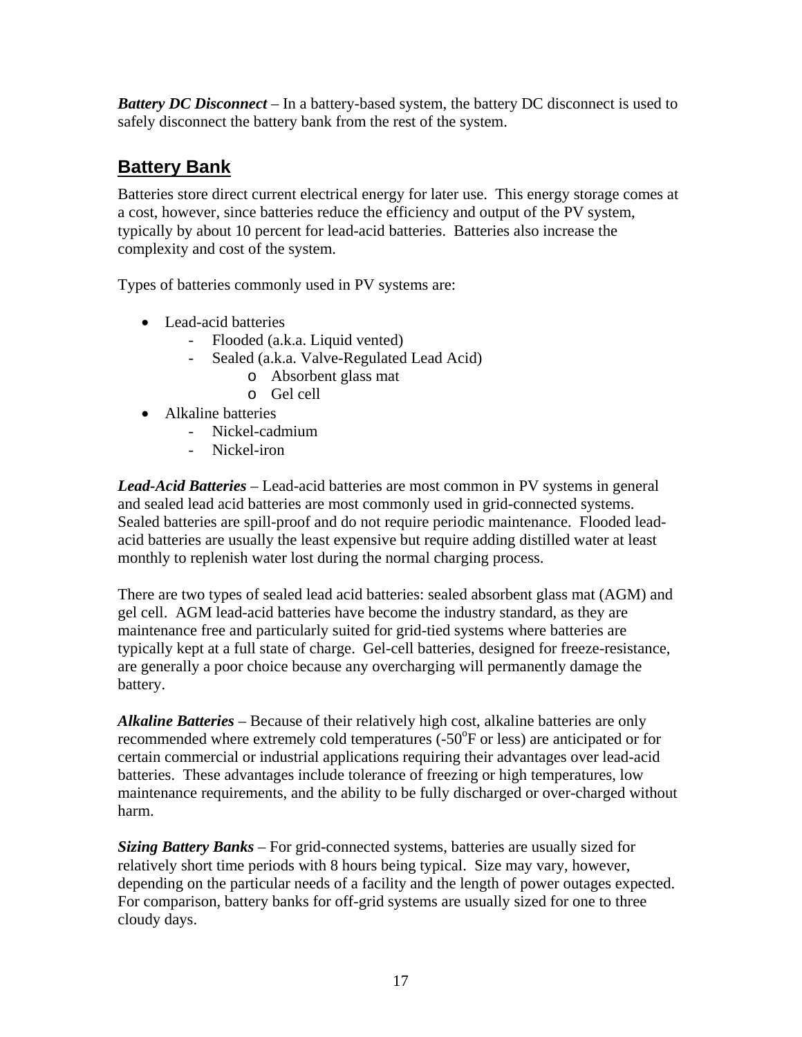***Battery DC Disconnect*** – In a battery-based system, the battery DC disconnect is used to safely disconnect the battery bank from the rest of the system.

## Battery Bank

Batteries store direct current electrical energy for later use. This energy storage comes at a cost, however, since batteries reduce the efficiency and output of the PV system, typically by about 10 percent for lead-acid batteries. Batteries also increase the complexity and cost of the system.

Types of batteries commonly used in PV systems are:

- Lead-acid batteries
  - Flooded (a.k.a. Liquid vented)
  - Sealed (a.k.a. Valve-Regulated Lead Acid)
    - Absorbent glass mat
    - Gel cell
- Alkaline batteries
  - Nickel-cadmium
  - Nickel-iron

***Lead-Acid Batteries*** – Lead-acid batteries are most common in PV systems in general and sealed lead acid batteries are most commonly used in grid-connected systems. Sealed batteries are spill-proof and do not require periodic maintenance. Flooded lead-acid batteries are usually the least expensive but require adding distilled water at least monthly to replenish water lost during the normal charging process.

There are two types of sealed lead acid batteries: sealed absorbent glass mat (AGM) and gel cell. AGM lead-acid batteries have become the industry standard, as they are maintenance free and particularly suited for grid-tied systems where batteries are typically kept at a full state of charge. Gel-cell batteries, designed for freeze-resistance, are generally a poor choice because any overcharging will permanently damage the battery.

***Alkaline Batteries*** – Because of their relatively high cost, alkaline batteries are only recommended where extremely cold temperatures (-50$^{o}$F or less) are anticipated or for certain commercial or industrial applications requiring their advantages over lead-acid batteries. These advantages include tolerance of freezing or high temperatures, low maintenance requirements, and the ability to be fully discharged or over-charged without harm.

***Sizing Battery Banks*** – For grid-connected systems, batteries are usually sized for relatively short time periods with 8 hours being typical. Size may vary, however, depending on the particular needs of a facility and the length of power outages expected. For comparison, battery banks for off-grid systems are usually sized for one to three cloudy days.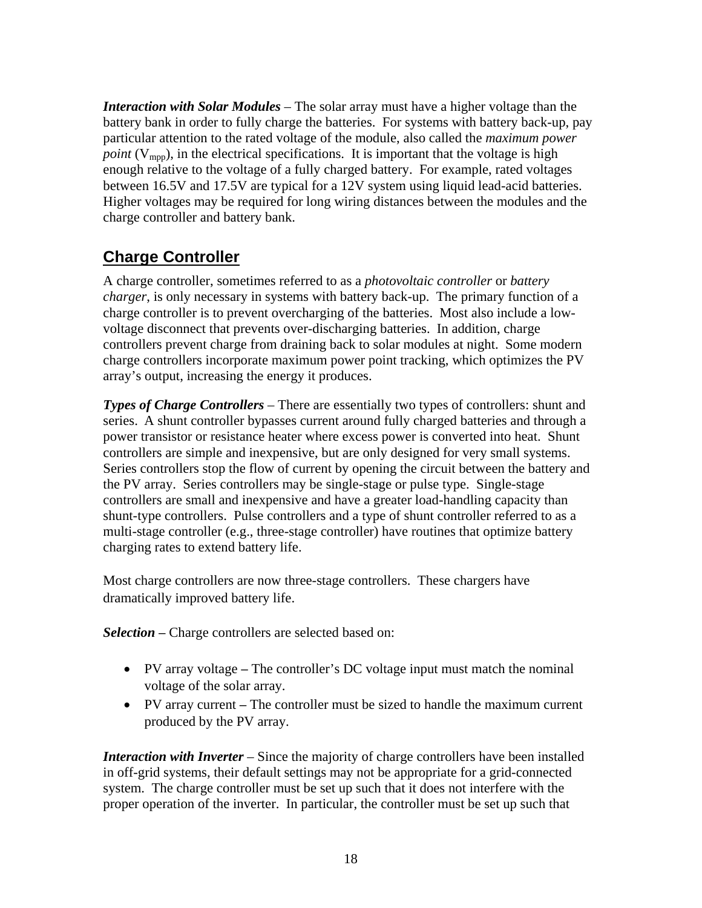***Interaction with Solar Modules*** – The solar array must have a higher voltage than the battery bank in order to fully charge the batteries. For systems with battery back-up, pay particular attention to the rated voltage of the module, also called the *maximum power point* ($V_{mpp}$), in the electrical specifications. It is important that the voltage is high enough relative to the voltage of a fully charged battery. For example, rated voltages between 16.5V and 17.5V are typical for a 12V system using liquid lead-acid batteries. Higher voltages may be required for long wiring distances between the modules and the charge controller and battery bank.

## Charge Controller

A charge controller, sometimes referred to as a *photovoltaic controller* or *battery charger*, is only necessary in systems with battery back-up. The primary function of a charge controller is to prevent overcharging of the batteries. Most also include a low-voltage disconnect that prevents over-discharging batteries. In addition, charge controllers prevent charge from draining back to solar modules at night. Some modern charge controllers incorporate maximum power point tracking, which optimizes the PV array's output, increasing the energy it produces.

***Types of Charge Controllers*** – There are essentially two types of controllers: shunt and series. A shunt controller bypasses current around fully charged batteries and through a power transistor or resistance heater where excess power is converted into heat. Shunt controllers are simple and inexpensive, but are only designed for very small systems. Series controllers stop the flow of current by opening the circuit between the battery and the PV array. Series controllers may be single-stage or pulse type. Single-stage controllers are small and inexpensive and have a greater load-handling capacity than shunt-type controllers. Pulse controllers and a type of shunt controller referred to as a multi-stage controller (e.g., three-stage controller) have routines that optimize battery charging rates to extend battery life.

Most charge controllers are now three-stage controllers. These chargers have dramatically improved battery life.

***Selection –*** Charge controllers are selected based on:

- PV array voltage **–** The controller's DC voltage input must match the nominal voltage of the solar array.
- PV array current **–** The controller must be sized to handle the maximum current produced by the PV array.

***Interaction with Inverter*** – Since the majority of charge controllers have been installed in off-grid systems, their default settings may not be appropriate for a grid-connected system. The charge controller must be set up such that it does not interfere with the proper operation of the inverter. In particular, the controller must be set up such that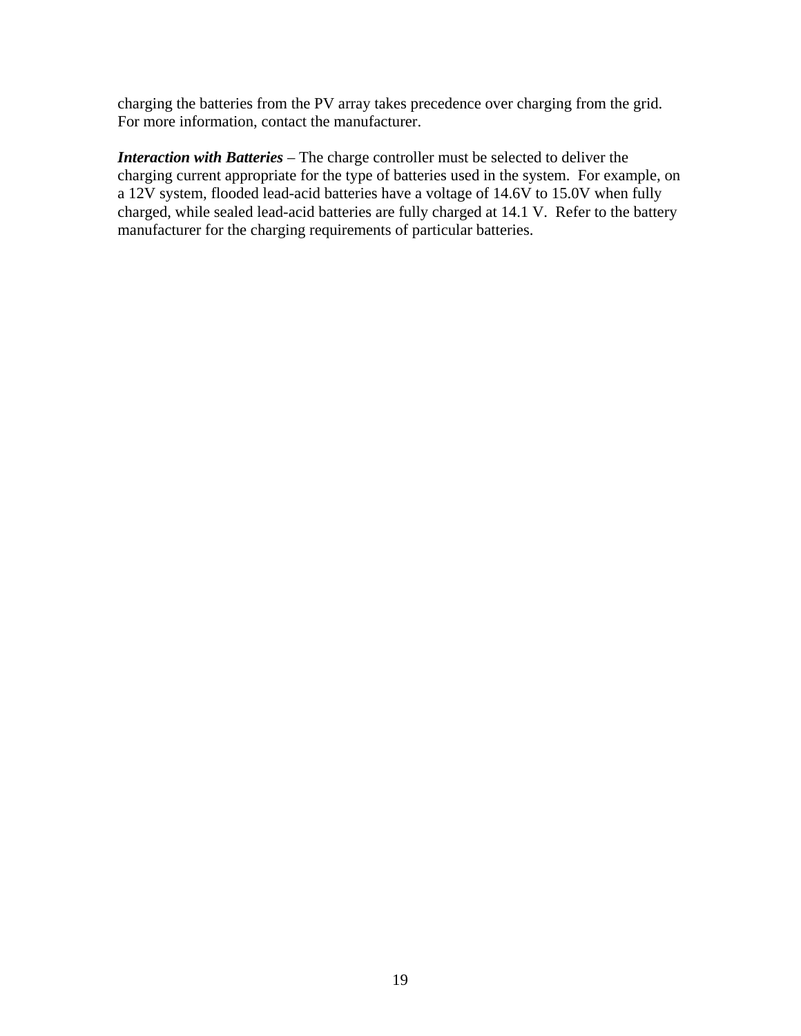charging the batteries from the PV array takes precedence over charging from the grid. For more information, contact the manufacturer.

***Interaction with Batteries*** – The charge controller must be selected to deliver the charging current appropriate for the type of batteries used in the system. For example, on a 12V system, flooded lead-acid batteries have a voltage of 14.6V to 15.0V when fully charged, while sealed lead-acid batteries are fully charged at 14.1 V. Refer to the battery manufacturer for the charging requirements of particular batteries.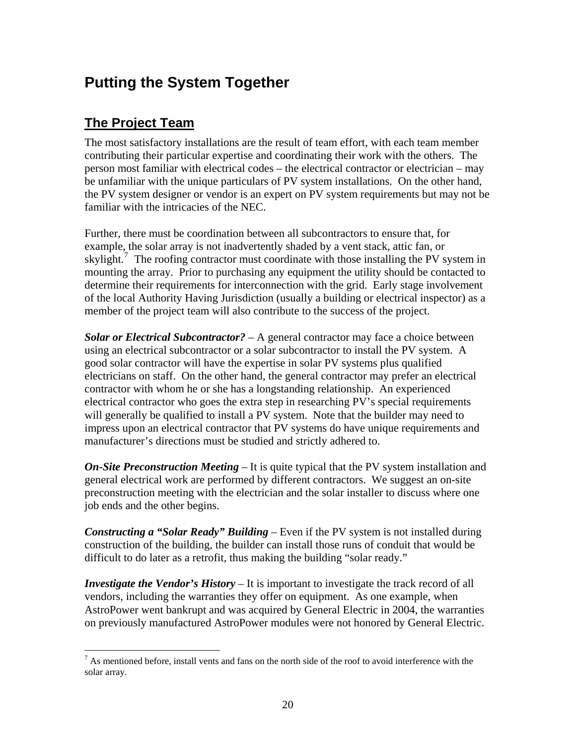# Putting the System Together

## The Project Team

The most satisfactory installations are the result of team effort, with each team member contributing their particular expertise and coordinating their work with the others. The person most familiar with electrical codes – the electrical contractor or electrician – may be unfamiliar with the unique particulars of PV system installations. On the other hand, the PV system designer or vendor is an expert on PV system requirements but may not be familiar with the intricacies of the NEC.

Further, there must be coordination between all subcontractors to ensure that, for example, the solar array is not inadvertently shaded by a vent stack, attic fan, or skylight.[7] The roofing contractor must coordinate with those installing the PV system in mounting the array. Prior to purchasing any equipment the utility should be contacted to determine their requirements for interconnection with the grid. Early stage involvement of the local Authority Having Jurisdiction (usually a building or electrical inspector) as a member of the project team will also contribute to the success of the project.

***Solar or Electrical Subcontractor?*** – A general contractor may face a choice between using an electrical subcontractor or a solar subcontractor to install the PV system. A good solar contractor will have the expertise in solar PV systems plus qualified electricians on staff. On the other hand, the general contractor may prefer an electrical contractor with whom he or she has a longstanding relationship. An experienced electrical contractor who goes the extra step in researching PV's special requirements will generally be qualified to install a PV system. Note that the builder may need to impress upon an electrical contractor that PV systems do have unique requirements and manufacturer's directions must be studied and strictly adhered to.

***On-Site Preconstruction Meeting*** – It is quite typical that the PV system installation and general electrical work are performed by different contractors. We suggest an on-site preconstruction meeting with the electrician and the solar installer to discuss where one job ends and the other begins.

***Constructing a "Solar Ready" Building*** – Even if the PV system is not installed during construction of the building, the builder can install those runs of conduit that would be difficult to do later as a retrofit, thus making the building "solar ready."

***Investigate the Vendor's History*** – It is important to investigate the track record of all vendors, including the warranties they offer on equipment. As one example, when AstroPower went bankrupt and was acquired by General Electric in 2004, the warranties on previously manufactured AstroPower modules were not honored by General Electric.

---

[7] As mentioned before, install vents and fans on the north side of the roof to avoid interference with the solar array.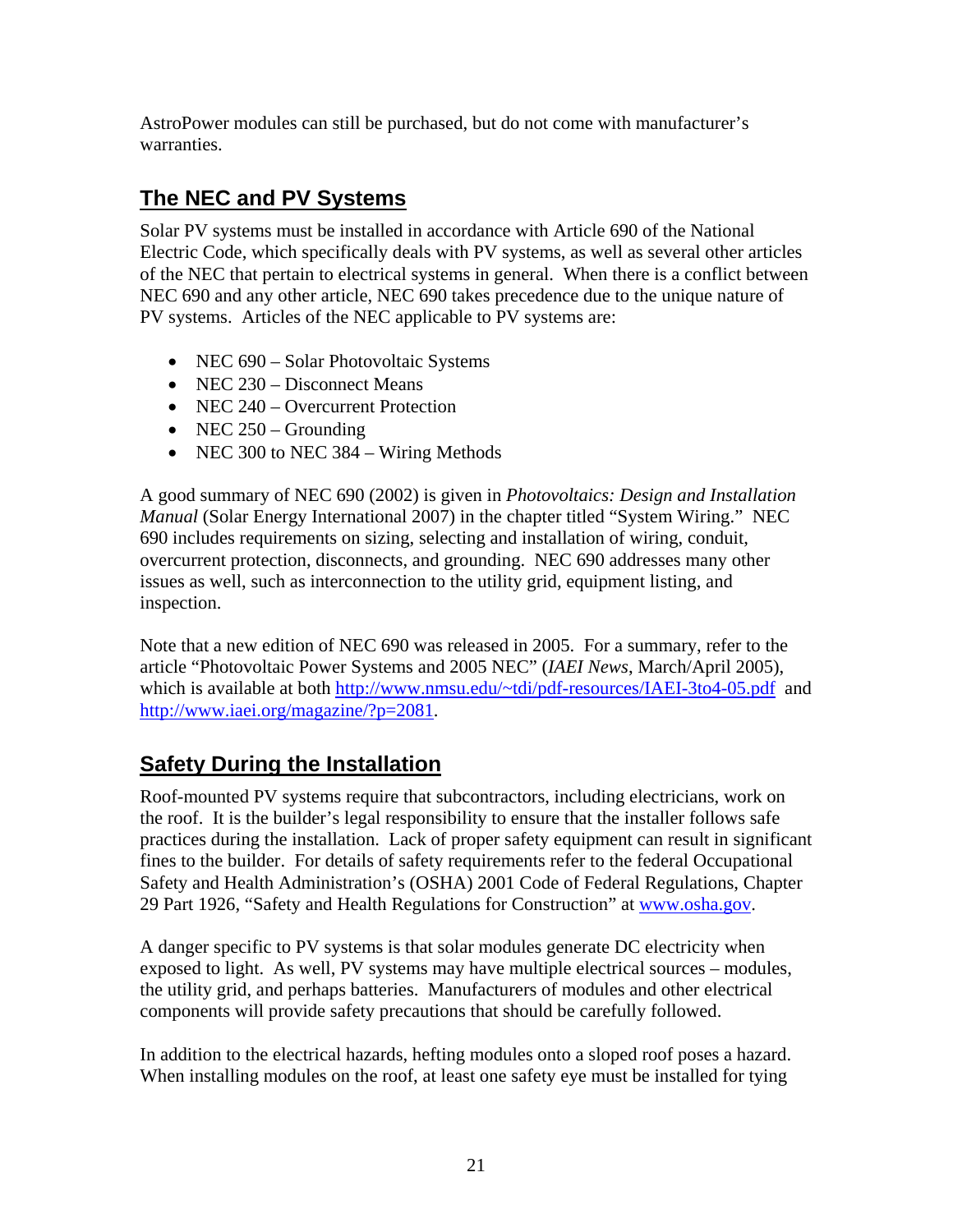AstroPower modules can still be purchased, but do not come with manufacturer's warranties.

## The NEC and PV Systems

Solar PV systems must be installed in accordance with Article 690 of the National Electric Code, which specifically deals with PV systems, as well as several other articles of the NEC that pertain to electrical systems in general. When there is a conflict between NEC 690 and any other article, NEC 690 takes precedence due to the unique nature of PV systems. Articles of the NEC applicable to PV systems are:

- NEC 690 – Solar Photovoltaic Systems
- NEC 230 – Disconnect Means
- NEC 240 – Overcurrent Protection
- NEC 250 – Grounding
- NEC 300 to NEC 384 – Wiring Methods

A good summary of NEC 690 (2002) is given in *Photovoltaics: Design and Installation Manual* (Solar Energy International 2007) in the chapter titled "System Wiring." NEC 690 includes requirements on sizing, selecting and installation of wiring, conduit, overcurrent protection, disconnects, and grounding. NEC 690 addresses many other issues as well, such as interconnection to the utility grid, equipment listing, and inspection.

Note that a new edition of NEC 690 was released in 2005. For a summary, refer to the article "Photovoltaic Power Systems and 2005 NEC" (*IAEI News*, March/April 2005), which is available at both http://www.nmsu.edu/~tdi/pdf-resources/IAEI-3to4-05.pdf and http://www.iaei.org/magazine/?p=2081.

## Safety During the Installation

Roof-mounted PV systems require that subcontractors, including electricians, work on the roof. It is the builder's legal responsibility to ensure that the installer follows safe practices during the installation. Lack of proper safety equipment can result in significant fines to the builder. For details of safety requirements refer to the federal Occupational Safety and Health Administration's (OSHA) 2001 Code of Federal Regulations, Chapter 29 Part 1926, "Safety and Health Regulations for Construction" at www.osha.gov.

A danger specific to PV systems is that solar modules generate DC electricity when exposed to light. As well, PV systems may have multiple electrical sources – modules, the utility grid, and perhaps batteries. Manufacturers of modules and other electrical components will provide safety precautions that should be carefully followed.

In addition to the electrical hazards, hefting modules onto a sloped roof poses a hazard. When installing modules on the roof, at least one safety eye must be installed for tying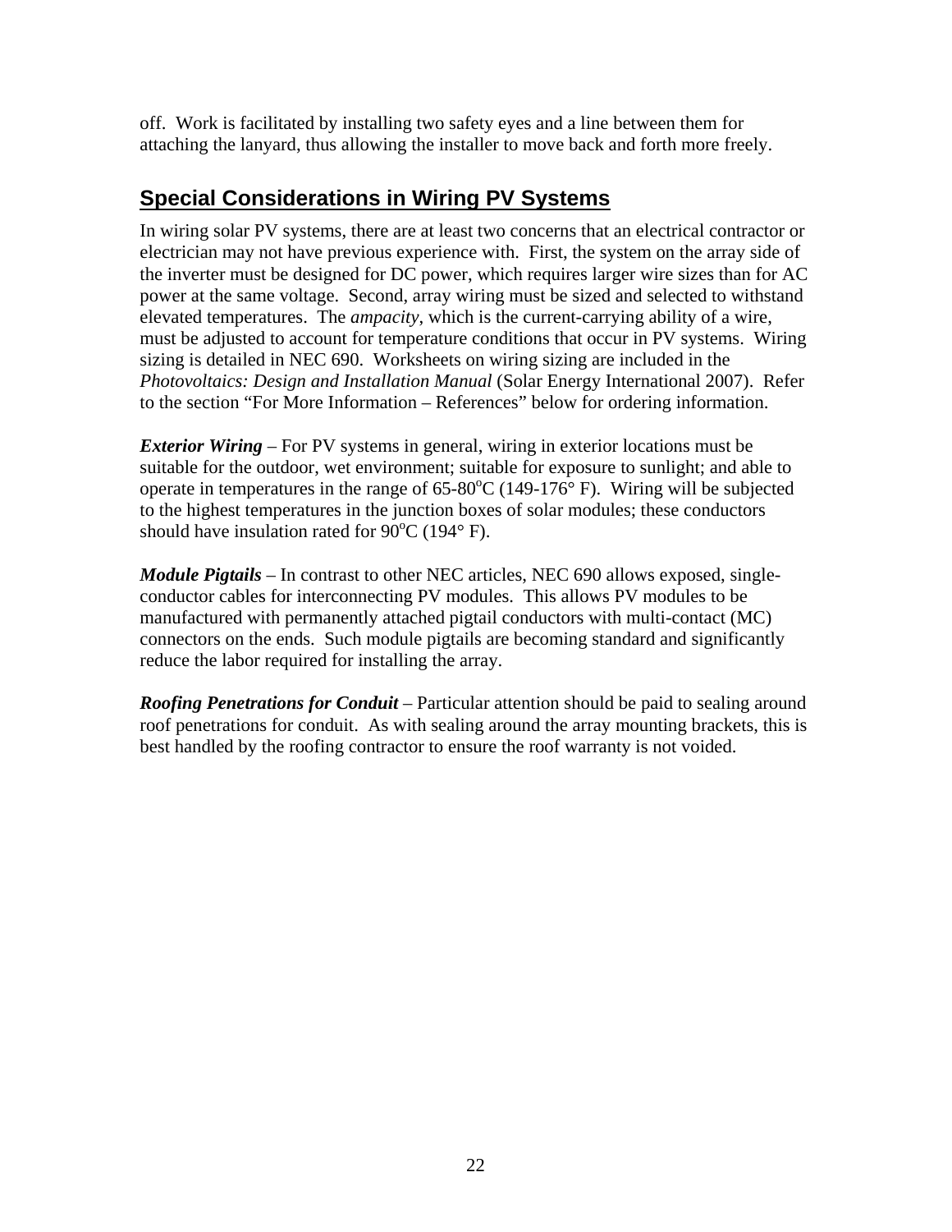off.  Work is facilitated by installing two safety eyes and a line between them for attaching the lanyard, thus allowing the installer to move back and forth more freely.

## Special Considerations in Wiring PV Systems

In wiring solar PV systems, there are at least two concerns that an electrical contractor or electrician may not have previous experience with.  First, the system on the array side of the inverter must be designed for DC power, which requires larger wire sizes than for AC power at the same voltage.  Second, array wiring must be sized and selected to withstand elevated temperatures.  The *ampacity*, which is the current-carrying ability of a wire, must be adjusted to account for temperature conditions that occur in PV systems.  Wiring sizing is detailed in NEC 690.  Worksheets on wiring sizing are included in the *Photovoltaics: Design and Installation Manual* (Solar Energy International 2007).  Refer to the section "For More Information – References" below for ordering information.

***Exterior Wiring*** – For PV systems in general, wiring in exterior locations must be suitable for the outdoor, wet environment; suitable for exposure to sunlight; and able to operate in temperatures in the range of 65-80°C (149-176° F).  Wiring will be subjected to the highest temperatures in the junction boxes of solar modules; these conductors should have insulation rated for 90°C (194° F).

***Module Pigtails*** – In contrast to other NEC articles, NEC 690 allows exposed, single-conductor cables for interconnecting PV modules.  This allows PV modules to be manufactured with permanently attached pigtail conductors with multi-contact (MC) connectors on the ends.  Such module pigtails are becoming standard and significantly reduce the labor required for installing the array.

***Roofing Penetrations for Conduit*** – Particular attention should be paid to sealing around roof penetrations for conduit.  As with sealing around the array mounting brackets, this is best handled by the roofing contractor to ensure the roof warranty is not voided.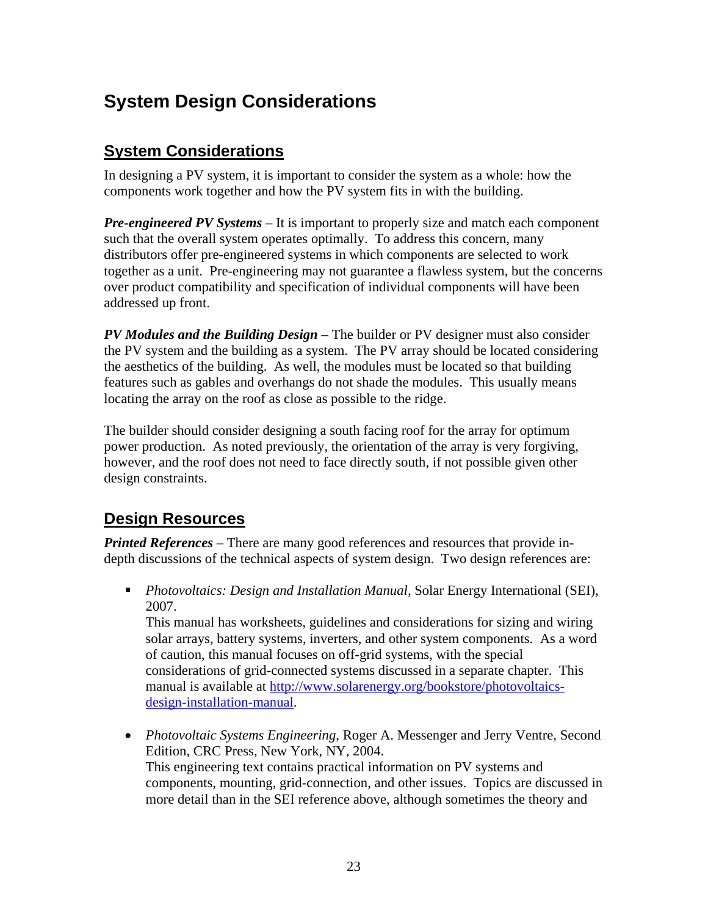# System Design Considerations

## System Considerations

In designing a PV system, it is important to consider the system as a whole: how the components work together and how the PV system fits in with the building.

***Pre-engineered PV Systems*** – It is important to properly size and match each component such that the overall system operates optimally. To address this concern, many distributors offer pre-engineered systems in which components are selected to work together as a unit. Pre-engineering may not guarantee a flawless system, but the concerns over product compatibility and specification of individual components will have been addressed up front.

***PV Modules and the Building Design*** – The builder or PV designer must also consider the PV system and the building as a system. The PV array should be located considering the aesthetics of the building. As well, the modules must be located so that building features such as gables and overhangs do not shade the modules. This usually means locating the array on the roof as close as possible to the ridge.

The builder should consider designing a south facing roof for the array for optimum power production. As noted previously, the orientation of the array is very forgiving, however, and the roof does not need to face directly south, if not possible given other design constraints.

## Design Resources

***Printed References*** – There are many good references and resources that provide in-depth discussions of the technical aspects of system design. Two design references are:

- *Photovoltaics: Design and Installation Manual*, Solar Energy International (SEI), 2007.
  This manual has worksheets, guidelines and considerations for sizing and wiring solar arrays, battery systems, inverters, and other system components. As a word of caution, this manual focuses on off-grid systems, with the special considerations of grid-connected systems discussed in a separate chapter. This manual is available at [http://www.solarenergy.org/bookstore/photovoltaics-design-installation-manual](http://www.solarenergy.org/bookstore/photovoltaics-design-installation-manual).

- *Photovoltaic Systems Engineering*, Roger A. Messenger and Jerry Ventre, Second Edition, CRC Press, New York, NY, 2004.
  This engineering text contains practical information on PV systems and components, mounting, grid-connection, and other issues. Topics are discussed in more detail than in the SEI reference above, although sometimes the theory and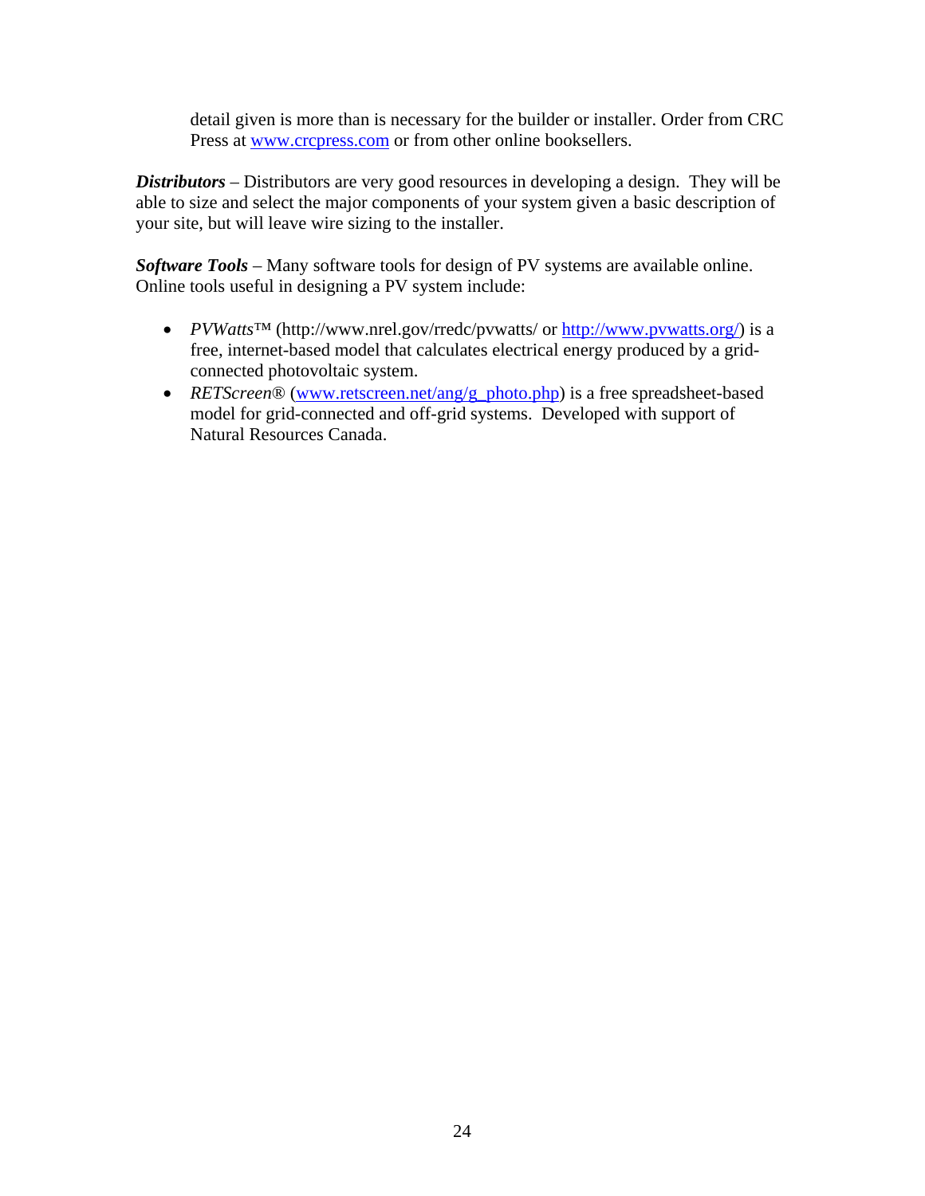detail given is more than is necessary for the builder or installer. Order from CRC Press at www.crcpress.com or from other online booksellers.

***Distributors*** – Distributors are very good resources in developing a design. They will be able to size and select the major components of your system given a basic description of your site, but will leave wire sizing to the installer.

***Software Tools*** – Many software tools for design of PV systems are available online. Online tools useful in designing a PV system include:

- *PVWatts*™ (http://www.nrel.gov/rredc/pvwatts/ or http://www.pvwatts.org/) is a free, internet-based model that calculates electrical energy produced by a grid-connected photovoltaic system.
- *RETScreen*® (www.retscreen.net/ang/g_photo.php) is a free spreadsheet-based model for grid-connected and off-grid systems. Developed with support of Natural Resources Canada.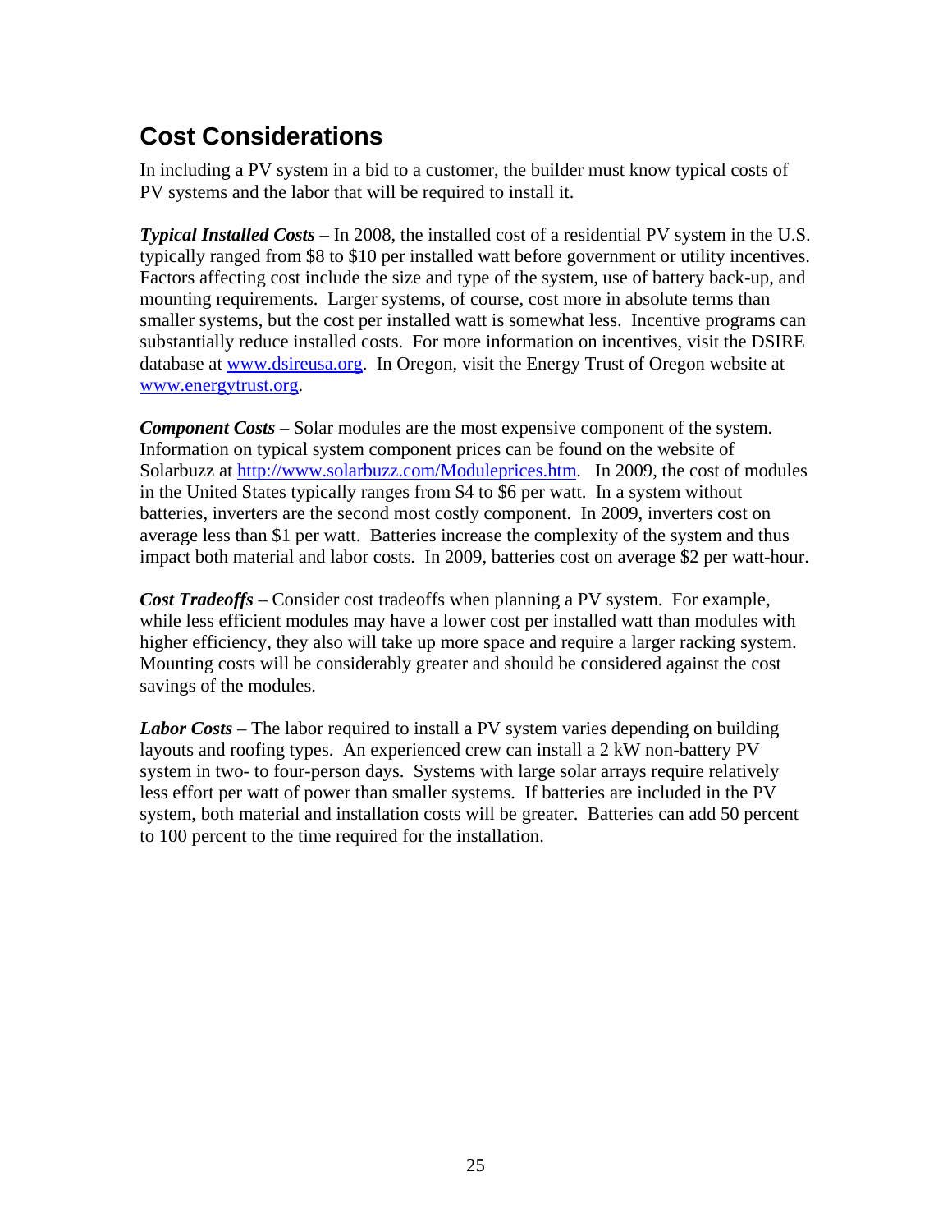## Cost Considerations

In including a PV system in a bid to a customer, the builder must know typical costs of PV systems and the labor that will be required to install it.

***Typical Installed Costs*** – In 2008, the installed cost of a residential PV system in the U.S. typically ranged from $8 to $10 per installed watt before government or utility incentives. Factors affecting cost include the size and type of the system, use of battery back-up, and mounting requirements. Larger systems, of course, cost more in absolute terms than smaller systems, but the cost per installed watt is somewhat less. Incentive programs can substantially reduce installed costs. For more information on incentives, visit the DSIRE database at [www.dsireusa.org](http://www.dsireusa.org). In Oregon, visit the Energy Trust of Oregon website at [www.energytrust.org](http://www.energytrust.org).

***Component Costs*** – Solar modules are the most expensive component of the system. Information on typical system component prices can be found on the website of Solarbuzz at [http://www.solarbuzz.com/Moduleprices.htm](http://www.solarbuzz.com/Moduleprices.htm). In 2009, the cost of modules in the United States typically ranges from $4 to $6 per watt. In a system without batteries, inverters are the second most costly component. In 2009, inverters cost on average less than $1 per watt. Batteries increase the complexity of the system and thus impact both material and labor costs. In 2009, batteries cost on average $2 per watt-hour.

***Cost Tradeoffs*** – Consider cost tradeoffs when planning a PV system. For example, while less efficient modules may have a lower cost per installed watt than modules with higher efficiency, they also will take up more space and require a larger racking system. Mounting costs will be considerably greater and should be considered against the cost savings of the modules.

***Labor Costs*** – The labor required to install a PV system varies depending on building layouts and roofing types. An experienced crew can install a 2 kW non-battery PV system in two- to four-person days. Systems with large solar arrays require relatively less effort per watt of power than smaller systems. If batteries are included in the PV system, both material and installation costs will be greater. Batteries can add 50 percent to 100 percent to the time required for the installation.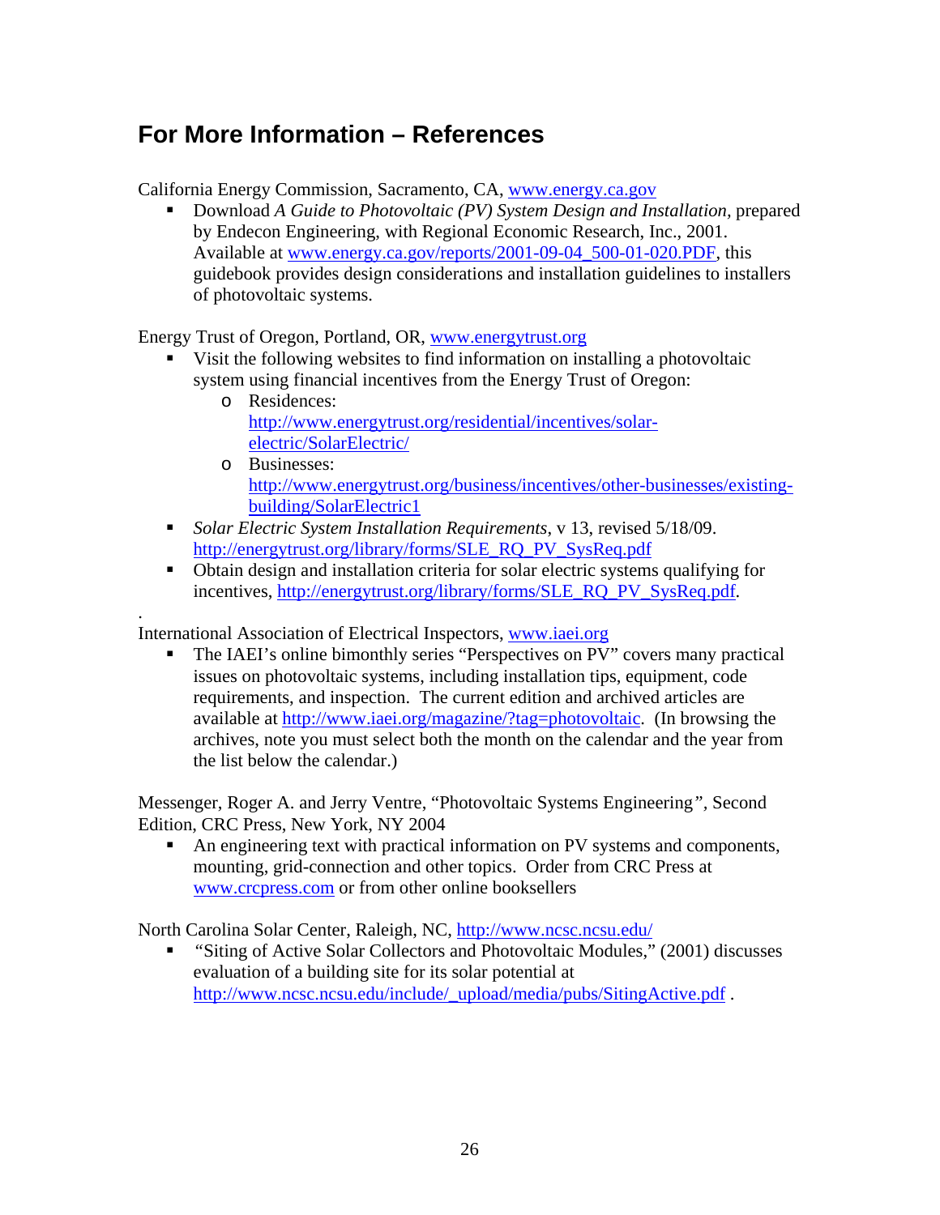## For More Information – References

California Energy Commission, Sacramento, CA, www.energy.ca.gov

- Download *A Guide to Photovoltaic (PV) System Design and Installation*, prepared by Endecon Engineering, with Regional Economic Research, Inc., 2001. Available at www.energy.ca.gov/reports/2001-09-04_500-01-020.PDF, this guidebook provides design considerations and installation guidelines to installers of photovoltaic systems.

Energy Trust of Oregon, Portland, OR, www.energytrust.org

- Visit the following websites to find information on installing a photovoltaic system using financial incentives from the Energy Trust of Oregon:
  - Residences: http://www.energytrust.org/residential/incentives/solar-electric/SolarElectric/
  - Businesses: http://www.energytrust.org/business/incentives/other-businesses/existing-building/SolarElectric1
- *Solar Electric System Installation Requirements*, v 13, revised 5/18/09. http://energytrust.org/library/forms/SLE_RQ_PV_SysReq.pdf
- Obtain design and installation criteria for solar electric systems qualifying for incentives, http://energytrust.org/library/forms/SLE_RQ_PV_SysReq.pdf.

.
International Association of Electrical Inspectors, www.iaei.org

- The IAEI's online bimonthly series "Perspectives on PV" covers many practical issues on photovoltaic systems, including installation tips, equipment, code requirements, and inspection. The current edition and archived articles are available at http://www.iaei.org/magazine/?tag=photovoltaic. (In browsing the archives, note you must select both the month on the calendar and the year from the list below the calendar.)

Messenger, Roger A. and Jerry Ventre, "Photovoltaic Systems Engineering", Second Edition, CRC Press, New York, NY 2004

- An engineering text with practical information on PV systems and components, mounting, grid-connection and other topics. Order from CRC Press at www.crcpress.com or from other online booksellers

North Carolina Solar Center, Raleigh, NC, http://www.ncsc.ncsu.edu/

- "Siting of Active Solar Collectors and Photovoltaic Modules," (2001) discusses evaluation of a building site for its solar potential at http://www.ncsc.ncsu.edu/include/_upload/media/pubs/SitingActive.pdf .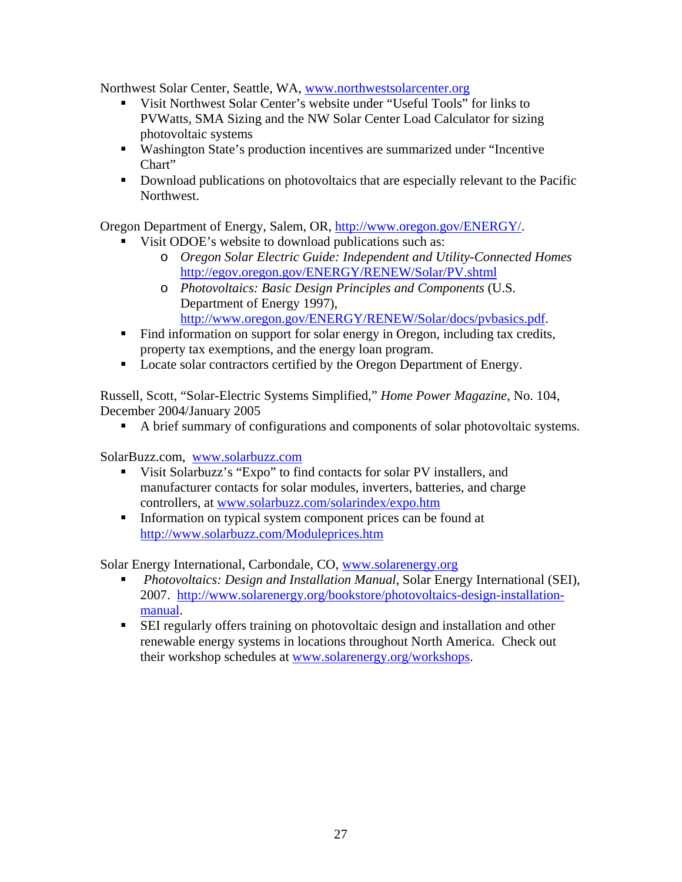Northwest Solar Center, Seattle, WA, www.northwestsolarcenter.org

- Visit Northwest Solar Center's website under "Useful Tools" for links to PVWatts, SMA Sizing and the NW Solar Center Load Calculator for sizing photovoltaic systems
- Washington State's production incentives are summarized under "Incentive Chart"
- Download publications on photovoltaics that are especially relevant to the Pacific Northwest.

Oregon Department of Energy, Salem, OR, http://www.oregon.gov/ENERGY/.

- Visit ODOE's website to download publications such as:
  - *Oregon Solar Electric Guide: Independent and Utility-Connected Homes* http://egov.oregon.gov/ENERGY/RENEW/Solar/PV.shtml
  - *Photovoltaics: Basic Design Principles and Components* (U.S. Department of Energy 1997), http://www.oregon.gov/ENERGY/RENEW/Solar/docs/pvbasics.pdf.
- Find information on support for solar energy in Oregon, including tax credits, property tax exemptions, and the energy loan program.
- Locate solar contractors certified by the Oregon Department of Energy.

Russell, Scott, "Solar-Electric Systems Simplified," *Home Power Magazine*, No. 104, December 2004/January 2005

- A brief summary of configurations and components of solar photovoltaic systems.

SolarBuzz.com, www.solarbuzz.com

- Visit Solarbuzz's "Expo" to find contacts for solar PV installers, and manufacturer contacts for solar modules, inverters, batteries, and charge controllers, at www.solarbuzz.com/solarindex/expo.htm
- Information on typical system component prices can be found at http://www.solarbuzz.com/Moduleprices.htm

Solar Energy International, Carbondale, CO, www.solarenergy.org

- *Photovoltaics: Design and Installation Manual*, Solar Energy International (SEI), 2007. http://www.solarenergy.org/bookstore/photovoltaics-design-installation-manual.
- SEI regularly offers training on photovoltaic design and installation and other renewable energy systems in locations throughout North America. Check out their workshop schedules at www.solarenergy.org/workshops.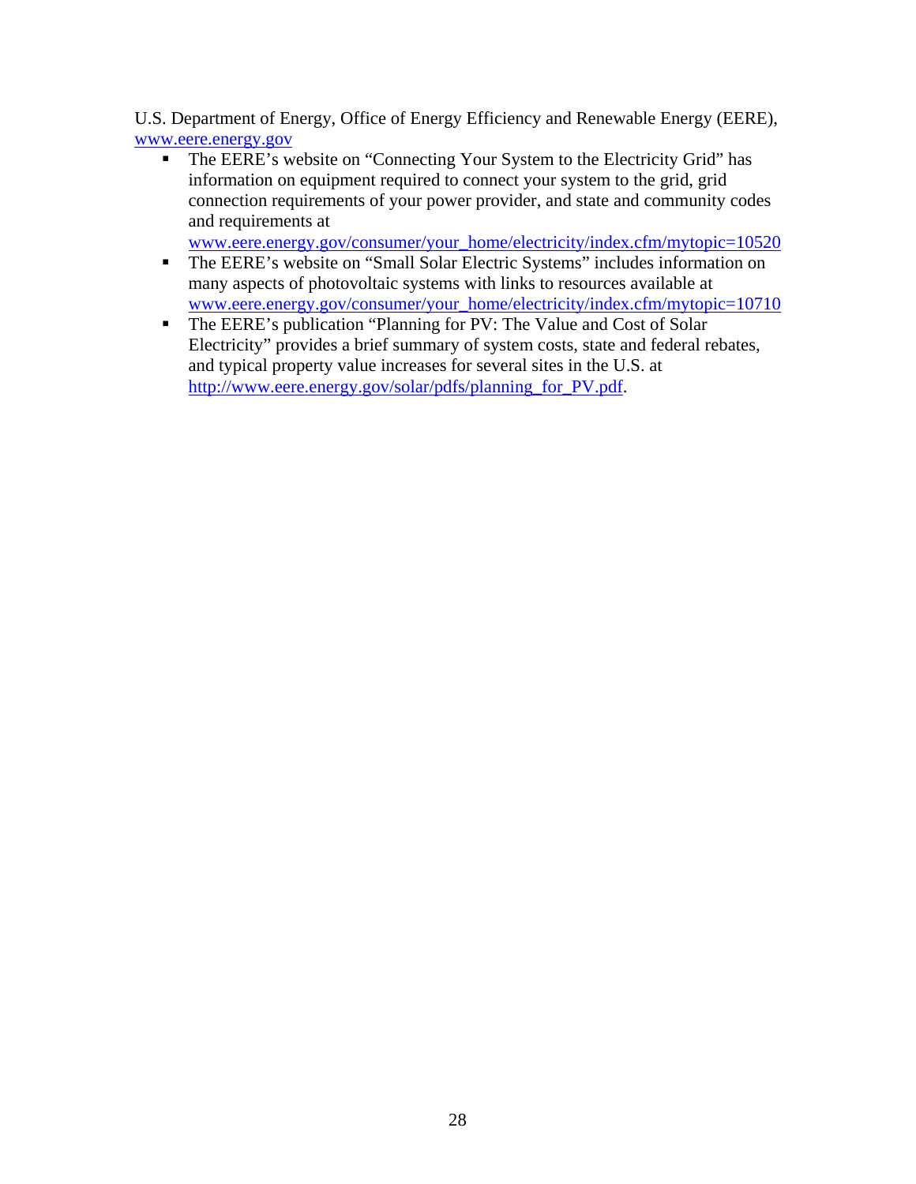U.S. Department of Energy, Office of Energy Efficiency and Renewable Energy (EERE), www.eere.energy.gov

- The EERE's website on "Connecting Your System to the Electricity Grid" has information on equipment required to connect your system to the grid, grid connection requirements of your power provider, and state and community codes and requirements at www.eere.energy.gov/consumer/your_home/electricity/index.cfm/mytopic=10520
- The EERE's website on "Small Solar Electric Systems" includes information on many aspects of photovoltaic systems with links to resources available at www.eere.energy.gov/consumer/your_home/electricity/index.cfm/mytopic=10710
- The EERE's publication "Planning for PV: The Value and Cost of Solar Electricity" provides a brief summary of system costs, state and federal rebates, and typical property value increases for several sites in the U.S. at http://www.eere.energy.gov/solar/pdfs/planning_for_PV.pdf.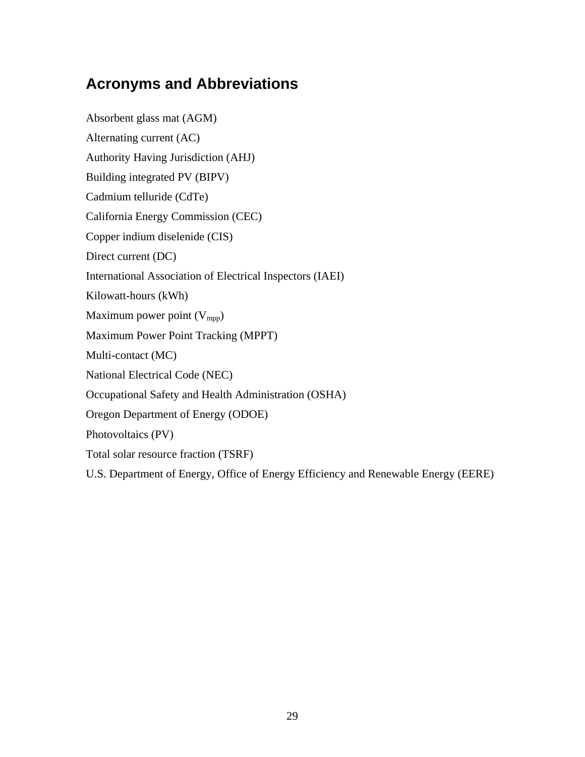## Acronyms and Abbreviations

Absorbent glass mat (AGM)

Alternating current (AC)

Authority Having Jurisdiction (AHJ)

Building integrated PV (BIPV)

Cadmium telluride (CdTe)

California Energy Commission (CEC)

Copper indium diselenide (CIS)

Direct current (DC)

International Association of Electrical Inspectors (IAEI)

Kilowatt-hours (kWh)

Maximum power point ($V_{mpp}$)

Maximum Power Point Tracking (MPPT)

Multi-contact (MC)

National Electrical Code (NEC)

Occupational Safety and Health Administration (OSHA)

Oregon Department of Energy (ODOE)

Photovoltaics (PV)

Total solar resource fraction (TSRF)

U.S. Department of Energy, Office of Energy Efficiency and Renewable Energy (EERE)